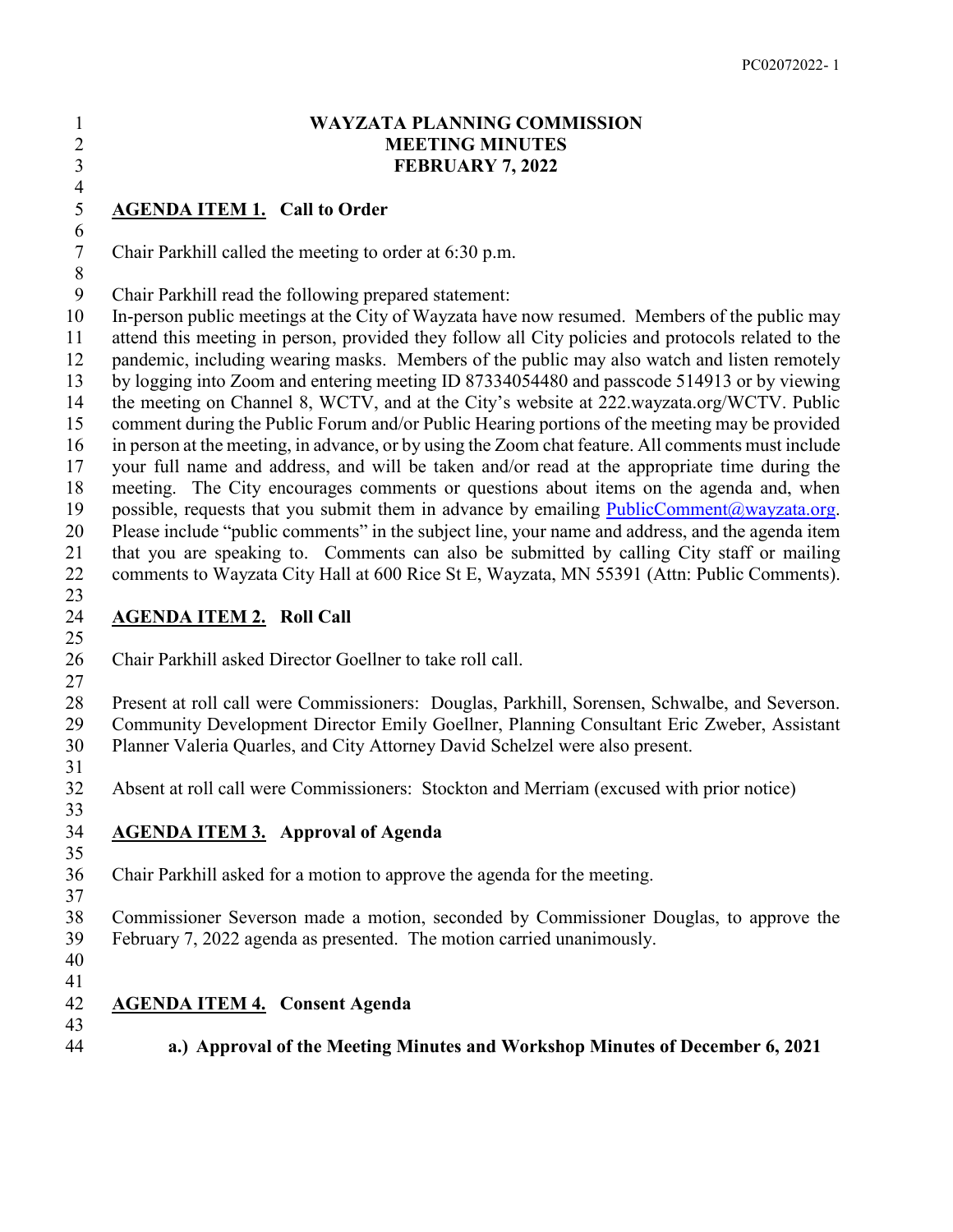# WAYZATA PLANNING COMMISSION
# MEETING MINUTES
# FEBRUARY 7, 2022

## AGENDA ITEM 1. Call to Order

Chair Parkhill called the meeting to order at 6:30 p.m.

Chair Parkhill read the following prepared statement:
In-person public meetings at the City of Wayzata have now resumed. Members of the public may attend this meeting in person, provided they follow all City policies and protocols related to the pandemic, including wearing masks. Members of the public may also watch and listen remotely by logging into Zoom and entering meeting ID 87334054480 and passcode 514913 or by viewing the meeting on Channel 8, WCTV, and at the City's website at 222.wayzata.org/WCTV. Public comment during the Public Forum and/or Public Hearing portions of the meeting may be provided in person at the meeting, in advance, or by using the Zoom chat feature. All comments must include your full name and address, and will be taken and/or read at the appropriate time during the meeting. The City encourages comments or questions about items on the agenda and, when possible, requests that you submit them in advance by emailing PublicComment@wayzata.org. Please include "public comments" in the subject line, your name and address, and the agenda item that you are speaking to. Comments can also be submitted by calling City staff or mailing comments to Wayzata City Hall at 600 Rice St E, Wayzata, MN 55391 (Attn: Public Comments).

## AGENDA ITEM 2. Roll Call

Chair Parkhill asked Director Goellner to take roll call.

Present at roll call were Commissioners: Douglas, Parkhill, Sorensen, Schwalbe, and Severson. Community Development Director Emily Goellner, Planning Consultant Eric Zweber, Assistant Planner Valeria Quarles, and City Attorney David Schelzel were also present.

Absent at roll call were Commissioners: Stockton and Merriam (excused with prior notice)

## AGENDA ITEM 3. Approval of Agenda

Chair Parkhill asked for a motion to approve the agenda for the meeting.

Commissioner Severson made a motion, seconded by Commissioner Douglas, to approve the February 7, 2022 agenda as presented. The motion carried unanimously.

## AGENDA ITEM 4. Consent Agenda

**a.) Approval of the Meeting Minutes and Workshop Minutes of December 6, 2021**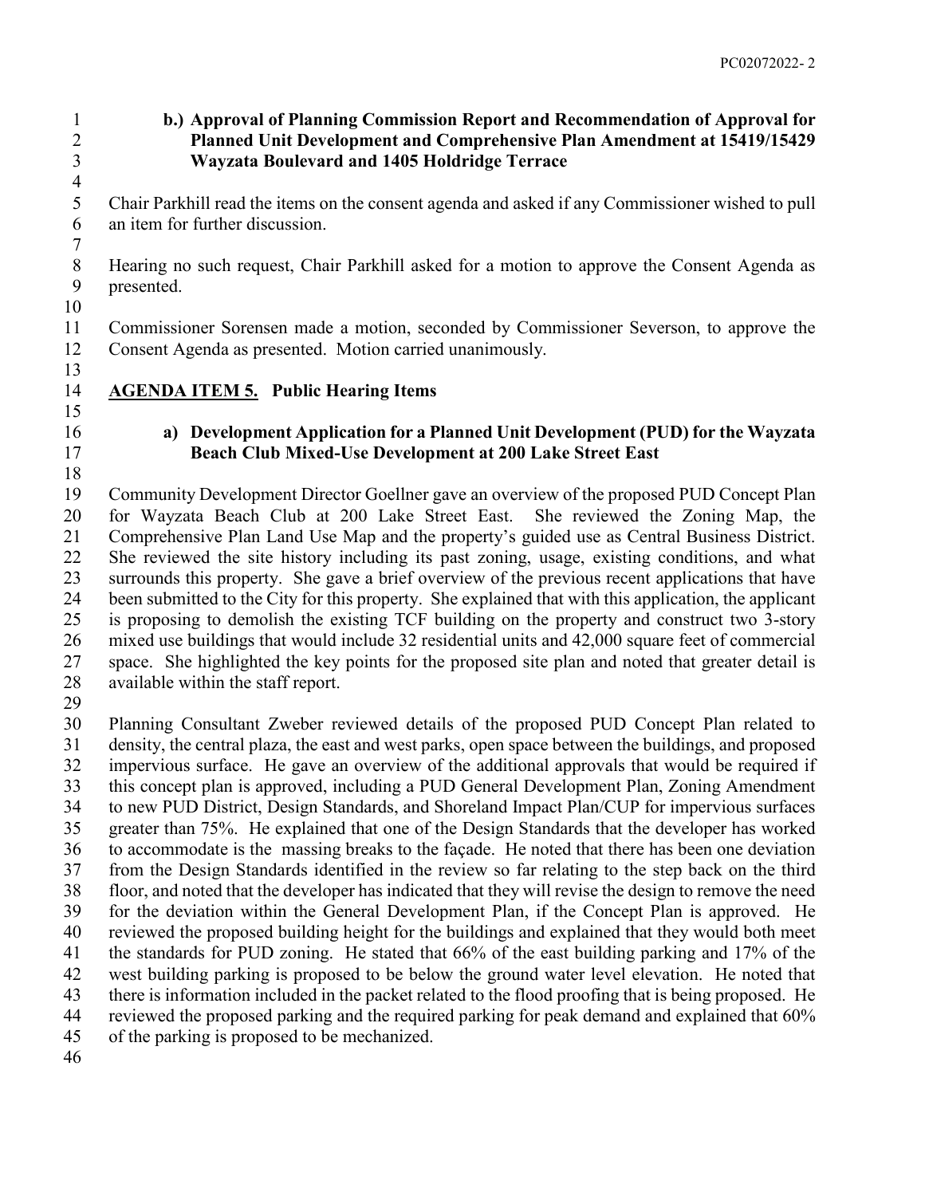**b.) Approval of Planning Commission Report and Recommendation of Approval for Planned Unit Development and Comprehensive Plan Amendment at 15419/15429 Wayzata Boulevard and 1405 Holdridge Terrace**

Chair Parkhill read the items on the consent agenda and asked if any Commissioner wished to pull an item for further discussion.

Hearing no such request, Chair Parkhill asked for a motion to approve the Consent Agenda as presented.

Commissioner Sorensen made a motion, seconded by Commissioner Severson, to approve the Consent Agenda as presented. Motion carried unanimously.

## AGENDA ITEM 5. Public Hearing Items

**a) Development Application for a Planned Unit Development (PUD) for the Wayzata Beach Club Mixed-Use Development at 200 Lake Street East**

Community Development Director Goellner gave an overview of the proposed PUD Concept Plan for Wayzata Beach Club at 200 Lake Street East. She reviewed the Zoning Map, the Comprehensive Plan Land Use Map and the property's guided use as Central Business District. She reviewed the site history including its past zoning, usage, existing conditions, and what surrounds this property. She gave a brief overview of the previous recent applications that have been submitted to the City for this property. She explained that with this application, the applicant is proposing to demolish the existing TCF building on the property and construct two 3-story mixed use buildings that would include 32 residential units and 42,000 square feet of commercial space. She highlighted the key points for the proposed site plan and noted that greater detail is available within the staff report.

Planning Consultant Zweber reviewed details of the proposed PUD Concept Plan related to density, the central plaza, the east and west parks, open space between the buildings, and proposed impervious surface. He gave an overview of the additional approvals that would be required if this concept plan is approved, including a PUD General Development Plan, Zoning Amendment to new PUD District, Design Standards, and Shoreland Impact Plan/CUP for impervious surfaces greater than 75%. He explained that one of the Design Standards that the developer has worked to accommodate is the massing breaks to the façade. He noted that there has been one deviation from the Design Standards identified in the review so far relating to the step back on the third floor, and noted that the developer has indicated that they will revise the design to remove the need for the deviation within the General Development Plan, if the Concept Plan is approved. He reviewed the proposed building height for the buildings and explained that they would both meet the standards for PUD zoning. He stated that 66% of the east building parking and 17% of the west building parking is proposed to be below the ground water level elevation. He noted that there is information included in the packet related to the flood proofing that is being proposed. He reviewed the proposed parking and the required parking for peak demand and explained that 60% of the parking is proposed to be mechanized.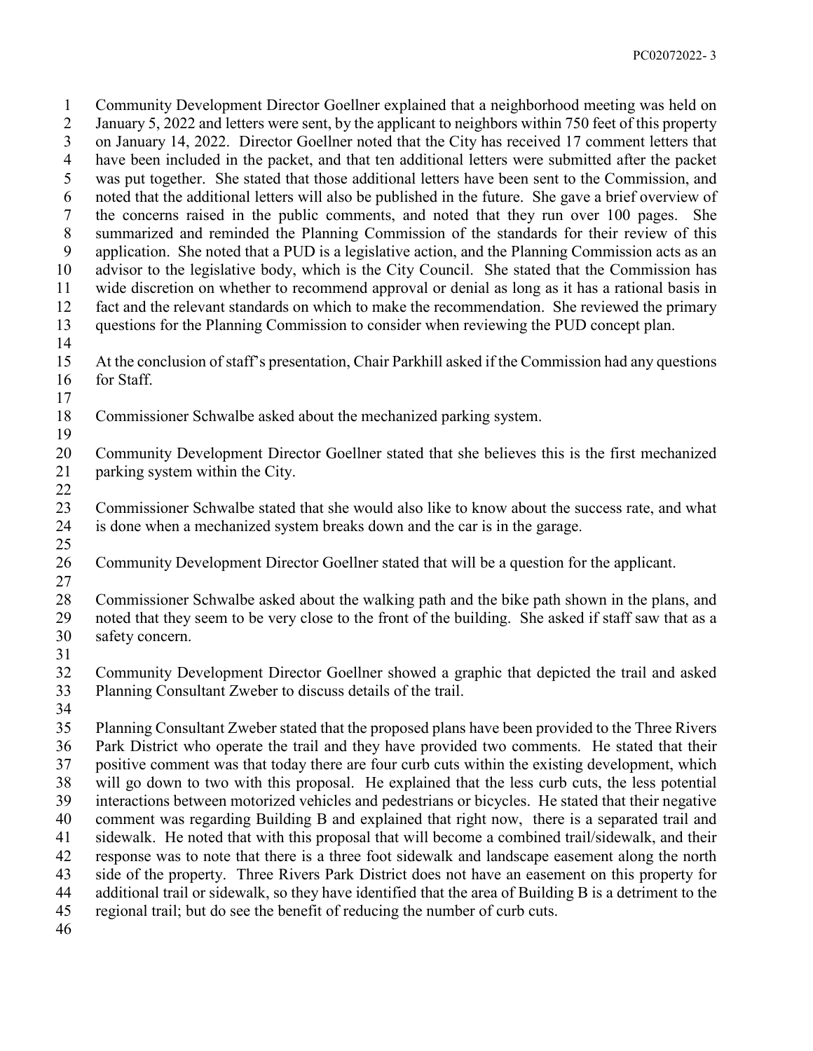Community Development Director Goellner explained that a neighborhood meeting was held on January 5, 2022 and letters were sent, by the applicant to neighbors within 750 feet of this property on January 14, 2022. Director Goellner noted that the City has received 17 comment letters that have been included in the packet, and that ten additional letters were submitted after the packet was put together. She stated that those additional letters have been sent to the Commission, and noted that the additional letters will also be published in the future. She gave a brief overview of the concerns raised in the public comments, and noted that they run over 100 pages. She summarized and reminded the Planning Commission of the standards for their review of this application. She noted that a PUD is a legislative action, and the Planning Commission acts as an advisor to the legislative body, which is the City Council. She stated that the Commission has wide discretion on whether to recommend approval or denial as long as it has a rational basis in fact and the relevant standards on which to make the recommendation. She reviewed the primary questions for the Planning Commission to consider when reviewing the PUD concept plan.

At the conclusion of staff's presentation, Chair Parkhill asked if the Commission had any questions for Staff.

Commissioner Schwalbe asked about the mechanized parking system.

Community Development Director Goellner stated that she believes this is the first mechanized parking system within the City.

Commissioner Schwalbe stated that she would also like to know about the success rate, and what is done when a mechanized system breaks down and the car is in the garage.

Community Development Director Goellner stated that will be a question for the applicant.

Commissioner Schwalbe asked about the walking path and the bike path shown in the plans, and noted that they seem to be very close to the front of the building. She asked if staff saw that as a safety concern.

Community Development Director Goellner showed a graphic that depicted the trail and asked Planning Consultant Zweber to discuss details of the trail.

Planning Consultant Zweber stated that the proposed plans have been provided to the Three Rivers Park District who operate the trail and they have provided two comments. He stated that their positive comment was that today there are four curb cuts within the existing development, which will go down to two with this proposal. He explained that the less curb cuts, the less potential interactions between motorized vehicles and pedestrians or bicycles. He stated that their negative comment was regarding Building B and explained that right now, there is a separated trail and sidewalk. He noted that with this proposal that will become a combined trail/sidewalk, and their response was to note that there is a three foot sidewalk and landscape easement along the north side of the property. Three Rivers Park District does not have an easement on this property for additional trail or sidewalk, so they have identified that the area of Building B is a detriment to the regional trail; but do see the benefit of reducing the number of curb cuts.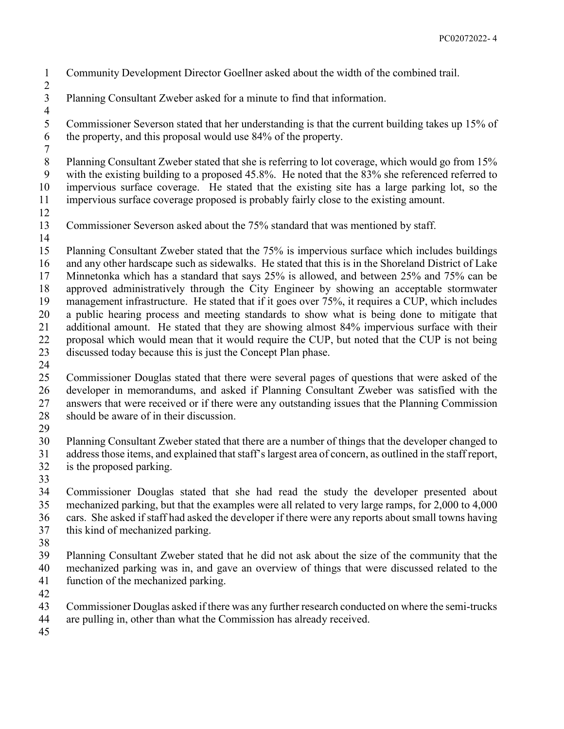Community Development Director Goellner asked about the width of the combined trail.

Planning Consultant Zweber asked for a minute to find that information.

Commissioner Severson stated that her understanding is that the current building takes up 15% of the property, and this proposal would use 84% of the property.

Planning Consultant Zweber stated that she is referring to lot coverage, which would go from 15% with the existing building to a proposed 45.8%. He noted that the 83% she referenced referred to impervious surface coverage. He stated that the existing site has a large parking lot, so the impervious surface coverage proposed is probably fairly close to the existing amount.

Commissioner Severson asked about the 75% standard that was mentioned by staff.

Planning Consultant Zweber stated that the 75% is impervious surface which includes buildings and any other hardscape such as sidewalks. He stated that this is in the Shoreland District of Lake Minnetonka which has a standard that says 25% is allowed, and between 25% and 75% can be approved administratively through the City Engineer by showing an acceptable stormwater management infrastructure. He stated that if it goes over 75%, it requires a CUP, which includes a public hearing process and meeting standards to show what is being done to mitigate that additional amount. He stated that they are showing almost 84% impervious surface with their proposal which would mean that it would require the CUP, but noted that the CUP is not being discussed today because this is just the Concept Plan phase.

Commissioner Douglas stated that there were several pages of questions that were asked of the developer in memorandums, and asked if Planning Consultant Zweber was satisfied with the answers that were received or if there were any outstanding issues that the Planning Commission should be aware of in their discussion.

Planning Consultant Zweber stated that there are a number of things that the developer changed to address those items, and explained that staff's largest area of concern, as outlined in the staff report, is the proposed parking.

Commissioner Douglas stated that she had read the study the developer presented about mechanized parking, but that the examples were all related to very large ramps, for 2,000 to 4,000 cars. She asked if staff had asked the developer if there were any reports about small towns having this kind of mechanized parking.

Planning Consultant Zweber stated that he did not ask about the size of the community that the mechanized parking was in, and gave an overview of things that were discussed related to the function of the mechanized parking.

Commissioner Douglas asked if there was any further research conducted on where the semi-trucks are pulling in, other than what the Commission has already received.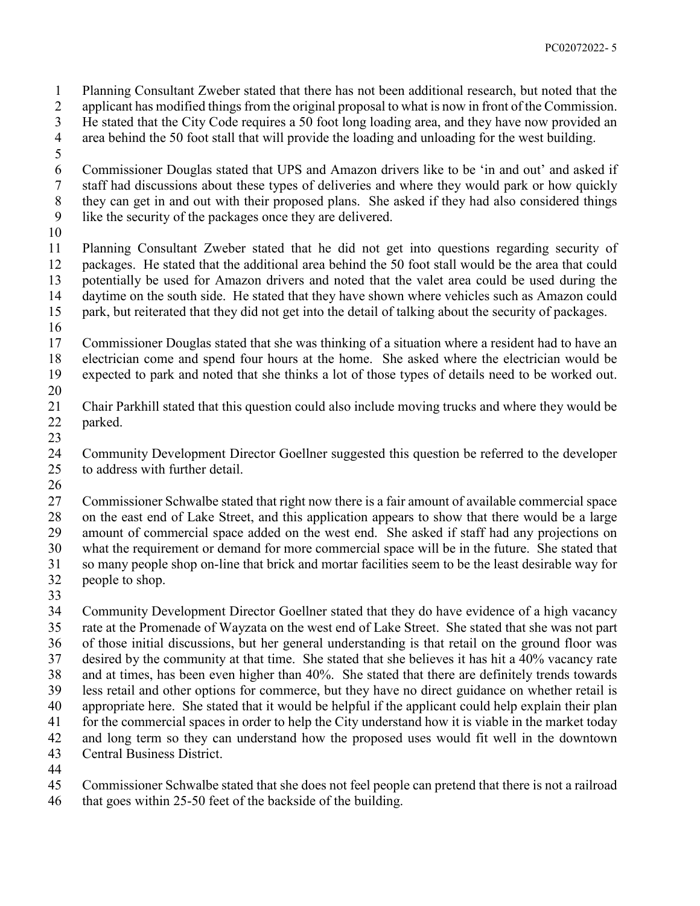Planning Consultant Zweber stated that there has not been additional research, but noted that the applicant has modified things from the original proposal to what is now in front of the Commission. He stated that the City Code requires a 50 foot long loading area, and they have now provided an area behind the 50 foot stall that will provide the loading and unloading for the west building.

Commissioner Douglas stated that UPS and Amazon drivers like to be 'in and out' and asked if staff had discussions about these types of deliveries and where they would park or how quickly they can get in and out with their proposed plans. She asked if they had also considered things like the security of the packages once they are delivered.

Planning Consultant Zweber stated that he did not get into questions regarding security of packages. He stated that the additional area behind the 50 foot stall would be the area that could potentially be used for Amazon drivers and noted that the valet area could be used during the daytime on the south side. He stated that they have shown where vehicles such as Amazon could park, but reiterated that they did not get into the detail of talking about the security of packages.

Commissioner Douglas stated that she was thinking of a situation where a resident had to have an electrician come and spend four hours at the home. She asked where the electrician would be expected to park and noted that she thinks a lot of those types of details need to be worked out.

Chair Parkhill stated that this question could also include moving trucks and where they would be parked.

Community Development Director Goellner suggested this question be referred to the developer to address with further detail.

Commissioner Schwalbe stated that right now there is a fair amount of available commercial space on the east end of Lake Street, and this application appears to show that there would be a large amount of commercial space added on the west end. She asked if staff had any projections on what the requirement or demand for more commercial space will be in the future. She stated that so many people shop on-line that brick and mortar facilities seem to be the least desirable way for people to shop.

Community Development Director Goellner stated that they do have evidence of a high vacancy rate at the Promenade of Wayzata on the west end of Lake Street. She stated that she was not part of those initial discussions, but her general understanding is that retail on the ground floor was desired by the community at that time. She stated that she believes it has hit a 40% vacancy rate and at times, has been even higher than 40%. She stated that there are definitely trends towards less retail and other options for commerce, but they have no direct guidance on whether retail is appropriate here. She stated that it would be helpful if the applicant could help explain their plan for the commercial spaces in order to help the City understand how it is viable in the market today and long term so they can understand how the proposed uses would fit well in the downtown Central Business District.

Commissioner Schwalbe stated that she does not feel people can pretend that there is not a railroad that goes within 25-50 feet of the backside of the building.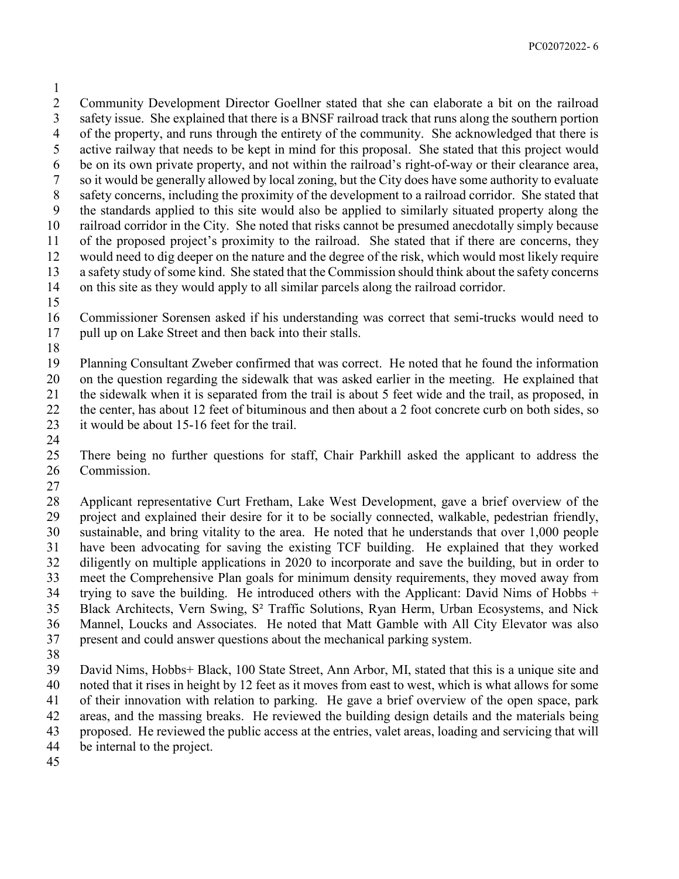Community Development Director Goellner stated that she can elaborate a bit on the railroad safety issue. She explained that there is a BNSF railroad track that runs along the southern portion of the property, and runs through the entirety of the community. She acknowledged that there is active railway that needs to be kept in mind for this proposal. She stated that this project would be on its own private property, and not within the railroad's right-of-way or their clearance area, so it would be generally allowed by local zoning, but the City does have some authority to evaluate safety concerns, including the proximity of the development to a railroad corridor. She stated that the standards applied to this site would also be applied to similarly situated property along the railroad corridor in the City. She noted that risks cannot be presumed anecdotally simply because of the proposed project's proximity to the railroad. She stated that if there are concerns, they would need to dig deeper on the nature and the degree of the risk, which would most likely require a safety study of some kind. She stated that the Commission should think about the safety concerns on this site as they would apply to all similar parcels along the railroad corridor.

Commissioner Sorensen asked if his understanding was correct that semi-trucks would need to pull up on Lake Street and then back into their stalls.

Planning Consultant Zweber confirmed that was correct. He noted that he found the information on the question regarding the sidewalk that was asked earlier in the meeting. He explained that the sidewalk when it is separated from the trail is about 5 feet wide and the trail, as proposed, in the center, has about 12 feet of bituminous and then about a 2 foot concrete curb on both sides, so it would be about 15-16 feet for the trail.

There being no further questions for staff, Chair Parkhill asked the applicant to address the Commission.

Applicant representative Curt Fretham, Lake West Development, gave a brief overview of the project and explained their desire for it to be socially connected, walkable, pedestrian friendly, sustainable, and bring vitality to the area. He noted that he understands that over 1,000 people have been advocating for saving the existing TCF building. He explained that they worked diligently on multiple applications in 2020 to incorporate and save the building, but in order to meet the Comprehensive Plan goals for minimum density requirements, they moved away from trying to save the building. He introduced others with the Applicant: David Nims of Hobbs + Black Architects, Vern Swing, S² Traffic Solutions, Ryan Herm, Urban Ecosystems, and Nick Mannel, Loucks and Associates. He noted that Matt Gamble with All City Elevator was also present and could answer questions about the mechanical parking system.

David Nims, Hobbs+ Black, 100 State Street, Ann Arbor, MI, stated that this is a unique site and noted that it rises in height by 12 feet as it moves from east to west, which is what allows for some of their innovation with relation to parking. He gave a brief overview of the open space, park areas, and the massing breaks. He reviewed the building design details and the materials being proposed. He reviewed the public access at the entries, valet areas, loading and servicing that will be internal to the project.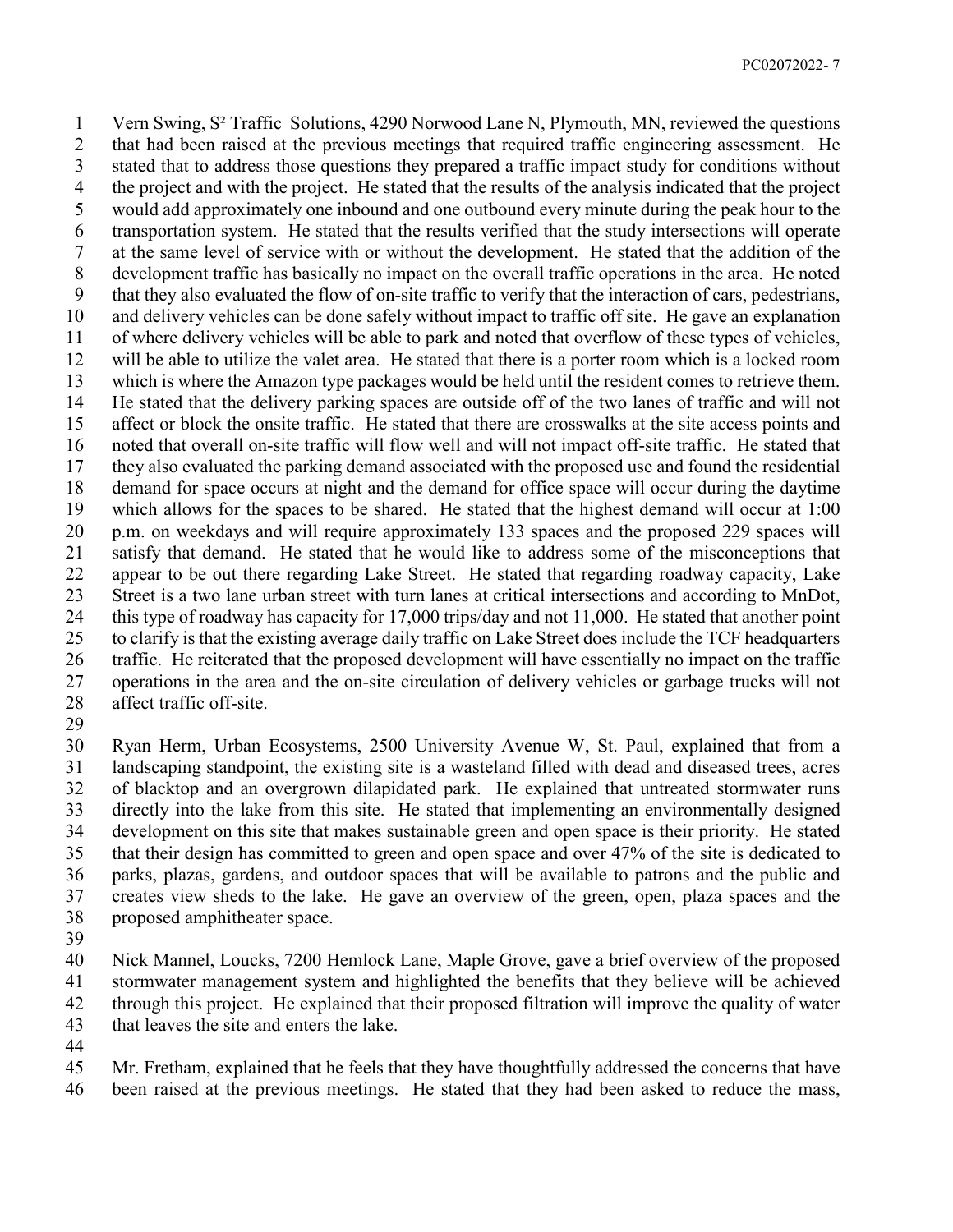Vern Swing, S² Traffic Solutions, 4290 Norwood Lane N, Plymouth, MN, reviewed the questions that had been raised at the previous meetings that required traffic engineering assessment. He stated that to address those questions they prepared a traffic impact study for conditions without the project and with the project. He stated that the results of the analysis indicated that the project would add approximately one inbound and one outbound every minute during the peak hour to the transportation system. He stated that the results verified that the study intersections will operate at the same level of service with or without the development. He stated that the addition of the development traffic has basically no impact on the overall traffic operations in the area. He noted that they also evaluated the flow of on-site traffic to verify that the interaction of cars, pedestrians, and delivery vehicles can be done safely without impact to traffic off site. He gave an explanation of where delivery vehicles will be able to park and noted that overflow of these types of vehicles, will be able to utilize the valet area. He stated that there is a porter room which is a locked room which is where the Amazon type packages would be held until the resident comes to retrieve them. He stated that the delivery parking spaces are outside off of the two lanes of traffic and will not affect or block the onsite traffic. He stated that there are crosswalks at the site access points and noted that overall on-site traffic will flow well and will not impact off-site traffic. He stated that they also evaluated the parking demand associated with the proposed use and found the residential demand for space occurs at night and the demand for office space will occur during the daytime which allows for the spaces to be shared. He stated that the highest demand will occur at 1:00 p.m. on weekdays and will require approximately 133 spaces and the proposed 229 spaces will satisfy that demand. He stated that he would like to address some of the misconceptions that appear to be out there regarding Lake Street. He stated that regarding roadway capacity, Lake Street is a two lane urban street with turn lanes at critical intersections and according to MnDot, this type of roadway has capacity for 17,000 trips/day and not 11,000. He stated that another point to clarify is that the existing average daily traffic on Lake Street does include the TCF headquarters traffic. He reiterated that the proposed development will have essentially no impact on the traffic operations in the area and the on-site circulation of delivery vehicles or garbage trucks will not affect traffic off-site.

Ryan Herm, Urban Ecosystems, 2500 University Avenue W, St. Paul, explained that from a landscaping standpoint, the existing site is a wasteland filled with dead and diseased trees, acres of blacktop and an overgrown dilapidated park. He explained that untreated stormwater runs directly into the lake from this site. He stated that implementing an environmentally designed development on this site that makes sustainable green and open space is their priority. He stated that their design has committed to green and open space and over 47% of the site is dedicated to parks, plazas, gardens, and outdoor spaces that will be available to patrons and the public and creates view sheds to the lake. He gave an overview of the green, open, plaza spaces and the proposed amphitheater space.

Nick Mannel, Loucks, 7200 Hemlock Lane, Maple Grove, gave a brief overview of the proposed stormwater management system and highlighted the benefits that they believe will be achieved through this project. He explained that their proposed filtration will improve the quality of water that leaves the site and enters the lake.

Mr. Fretham, explained that he feels that they have thoughtfully addressed the concerns that have been raised at the previous meetings. He stated that they had been asked to reduce the mass,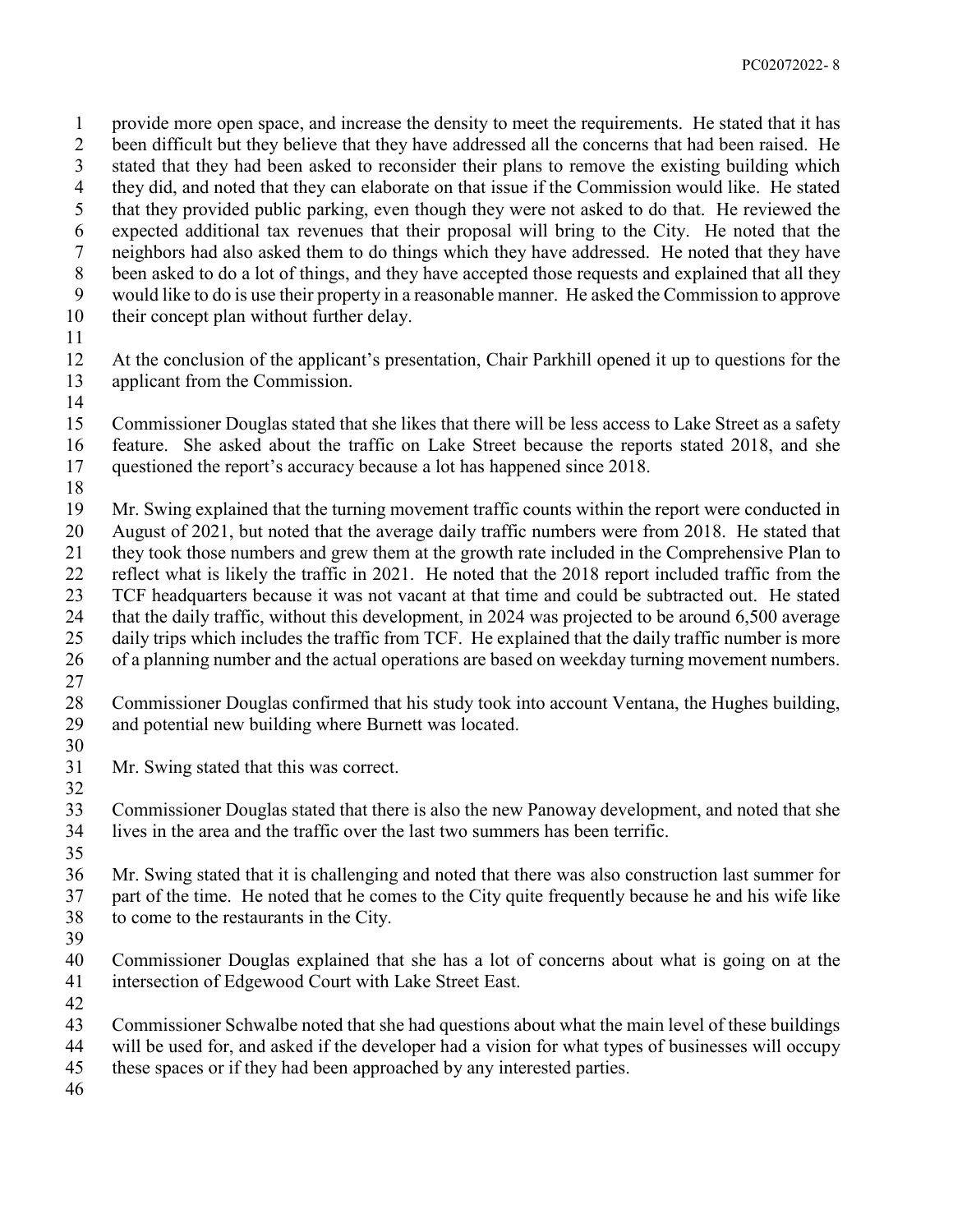provide more open space, and increase the density to meet the requirements. He stated that it has been difficult but they believe that they have addressed all the concerns that had been raised. He stated that they had been asked to reconsider their plans to remove the existing building which they did, and noted that they can elaborate on that issue if the Commission would like. He stated that they provided public parking, even though they were not asked to do that. He reviewed the expected additional tax revenues that their proposal will bring to the City. He noted that the neighbors had also asked them to do things which they have addressed. He noted that they have been asked to do a lot of things, and they have accepted those requests and explained that all they would like to do is use their property in a reasonable manner. He asked the Commission to approve their concept plan without further delay.

At the conclusion of the applicant's presentation, Chair Parkhill opened it up to questions for the applicant from the Commission.

Commissioner Douglas stated that she likes that there will be less access to Lake Street as a safety feature. She asked about the traffic on Lake Street because the reports stated 2018, and she questioned the report's accuracy because a lot has happened since 2018.

Mr. Swing explained that the turning movement traffic counts within the report were conducted in August of 2021, but noted that the average daily traffic numbers were from 2018. He stated that they took those numbers and grew them at the growth rate included in the Comprehensive Plan to reflect what is likely the traffic in 2021. He noted that the 2018 report included traffic from the TCF headquarters because it was not vacant at that time and could be subtracted out. He stated that the daily traffic, without this development, in 2024 was projected to be around 6,500 average daily trips which includes the traffic from TCF. He explained that the daily traffic number is more of a planning number and the actual operations are based on weekday turning movement numbers.

Commissioner Douglas confirmed that his study took into account Ventana, the Hughes building, and potential new building where Burnett was located.

Mr. Swing stated that this was correct.

Commissioner Douglas stated that there is also the new Panoway development, and noted that she lives in the area and the traffic over the last two summers has been terrific.

Mr. Swing stated that it is challenging and noted that there was also construction last summer for part of the time. He noted that he comes to the City quite frequently because he and his wife like to come to the restaurants in the City.

Commissioner Douglas explained that she has a lot of concerns about what is going on at the intersection of Edgewood Court with Lake Street East.

Commissioner Schwalbe noted that she had questions about what the main level of these buildings will be used for, and asked if the developer had a vision for what types of businesses will occupy these spaces or if they had been approached by any interested parties.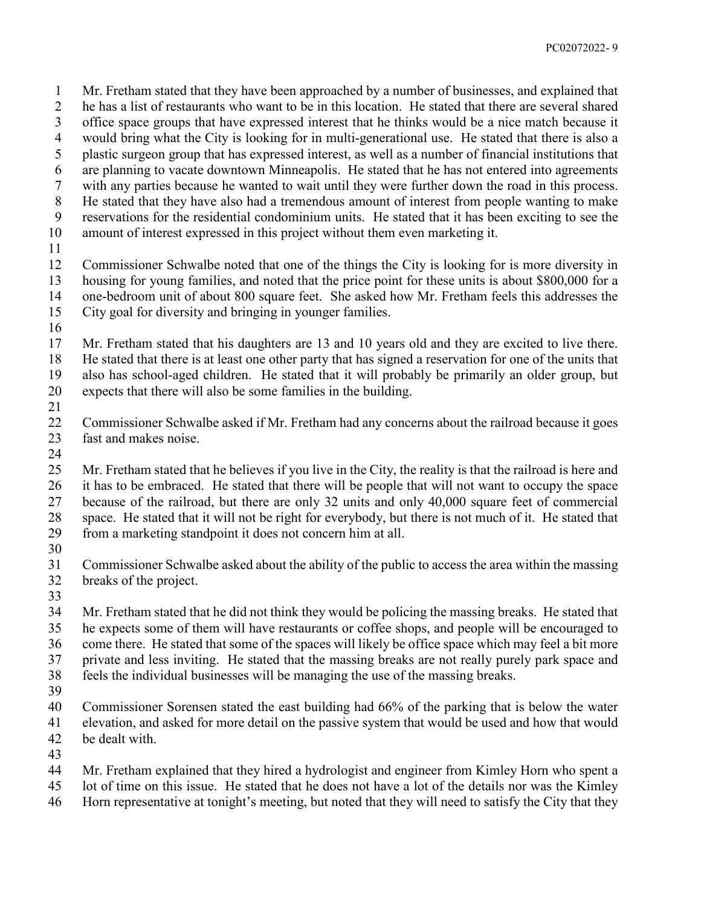Mr. Fretham stated that they have been approached by a number of businesses, and explained that he has a list of restaurants who want to be in this location. He stated that there are several shared office space groups that have expressed interest that he thinks would be a nice match because it would bring what the City is looking for in multi-generational use. He stated that there is also a plastic surgeon group that has expressed interest, as well as a number of financial institutions that are planning to vacate downtown Minneapolis. He stated that he has not entered into agreements with any parties because he wanted to wait until they were further down the road in this process. He stated that they have also had a tremendous amount of interest from people wanting to make reservations for the residential condominium units. He stated that it has been exciting to see the amount of interest expressed in this project without them even marketing it.

Commissioner Schwalbe noted that one of the things the City is looking for is more diversity in housing for young families, and noted that the price point for these units is about $800,000 for a one-bedroom unit of about 800 square feet. She asked how Mr. Fretham feels this addresses the City goal for diversity and bringing in younger families.

Mr. Fretham stated that his daughters are 13 and 10 years old and they are excited to live there. He stated that there is at least one other party that has signed a reservation for one of the units that also has school-aged children. He stated that it will probably be primarily an older group, but expects that there will also be some families in the building.

Commissioner Schwalbe asked if Mr. Fretham had any concerns about the railroad because it goes fast and makes noise.

Mr. Fretham stated that he believes if you live in the City, the reality is that the railroad is here and it has to be embraced. He stated that there will be people that will not want to occupy the space because of the railroad, but there are only 32 units and only 40,000 square feet of commercial space. He stated that it will not be right for everybody, but there is not much of it. He stated that from a marketing standpoint it does not concern him at all.

Commissioner Schwalbe asked about the ability of the public to access the area within the massing breaks of the project.

Mr. Fretham stated that he did not think they would be policing the massing breaks. He stated that he expects some of them will have restaurants or coffee shops, and people will be encouraged to come there. He stated that some of the spaces will likely be office space which may feel a bit more private and less inviting. He stated that the massing breaks are not really purely park space and feels the individual businesses will be managing the use of the massing breaks.

Commissioner Sorensen stated the east building had 66% of the parking that is below the water elevation, and asked for more detail on the passive system that would be used and how that would be dealt with.

Mr. Fretham explained that they hired a hydrologist and engineer from Kimley Horn who spent a lot of time on this issue. He stated that he does not have a lot of the details nor was the Kimley Horn representative at tonight's meeting, but noted that they will need to satisfy the City that they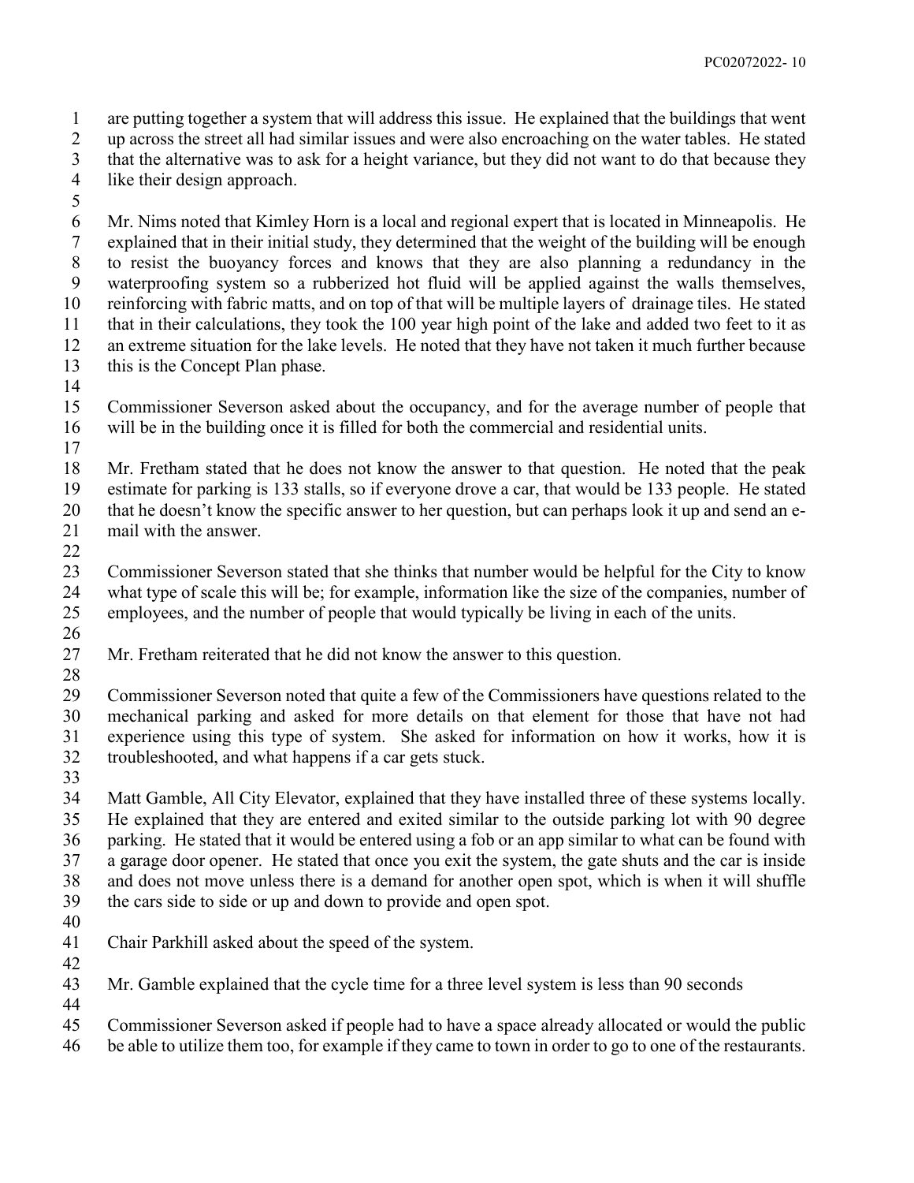are putting together a system that will address this issue. He explained that the buildings that went up across the street all had similar issues and were also encroaching on the water tables. He stated that the alternative was to ask for a height variance, but they did not want to do that because they like their design approach.

Mr. Nims noted that Kimley Horn is a local and regional expert that is located in Minneapolis. He explained that in their initial study, they determined that the weight of the building will be enough to resist the buoyancy forces and knows that they are also planning a redundancy in the waterproofing system so a rubberized hot fluid will be applied against the walls themselves, reinforcing with fabric matts, and on top of that will be multiple layers of drainage tiles. He stated that in their calculations, they took the 100 year high point of the lake and added two feet to it as an extreme situation for the lake levels. He noted that they have not taken it much further because this is the Concept Plan phase.

Commissioner Severson asked about the occupancy, and for the average number of people that will be in the building once it is filled for both the commercial and residential units.

Mr. Fretham stated that he does not know the answer to that question. He noted that the peak estimate for parking is 133 stalls, so if everyone drove a car, that would be 133 people. He stated that he doesn't know the specific answer to her question, but can perhaps look it up and send an e-mail with the answer.

Commissioner Severson stated that she thinks that number would be helpful for the City to know what type of scale this will be; for example, information like the size of the companies, number of employees, and the number of people that would typically be living in each of the units.

Mr. Fretham reiterated that he did not know the answer to this question.

Commissioner Severson noted that quite a few of the Commissioners have questions related to the mechanical parking and asked for more details on that element for those that have not had experience using this type of system. She asked for information on how it works, how it is troubleshooted, and what happens if a car gets stuck.

Matt Gamble, All City Elevator, explained that they have installed three of these systems locally. He explained that they are entered and exited similar to the outside parking lot with 90 degree parking. He stated that it would be entered using a fob or an app similar to what can be found with a garage door opener. He stated that once you exit the system, the gate shuts and the car is inside and does not move unless there is a demand for another open spot, which is when it will shuffle the cars side to side or up and down to provide and open spot.

Chair Parkhill asked about the speed of the system.

Mr. Gamble explained that the cycle time for a three level system is less than 90 seconds

Commissioner Severson asked if people had to have a space already allocated or would the public be able to utilize them too, for example if they came to town in order to go to one of the restaurants.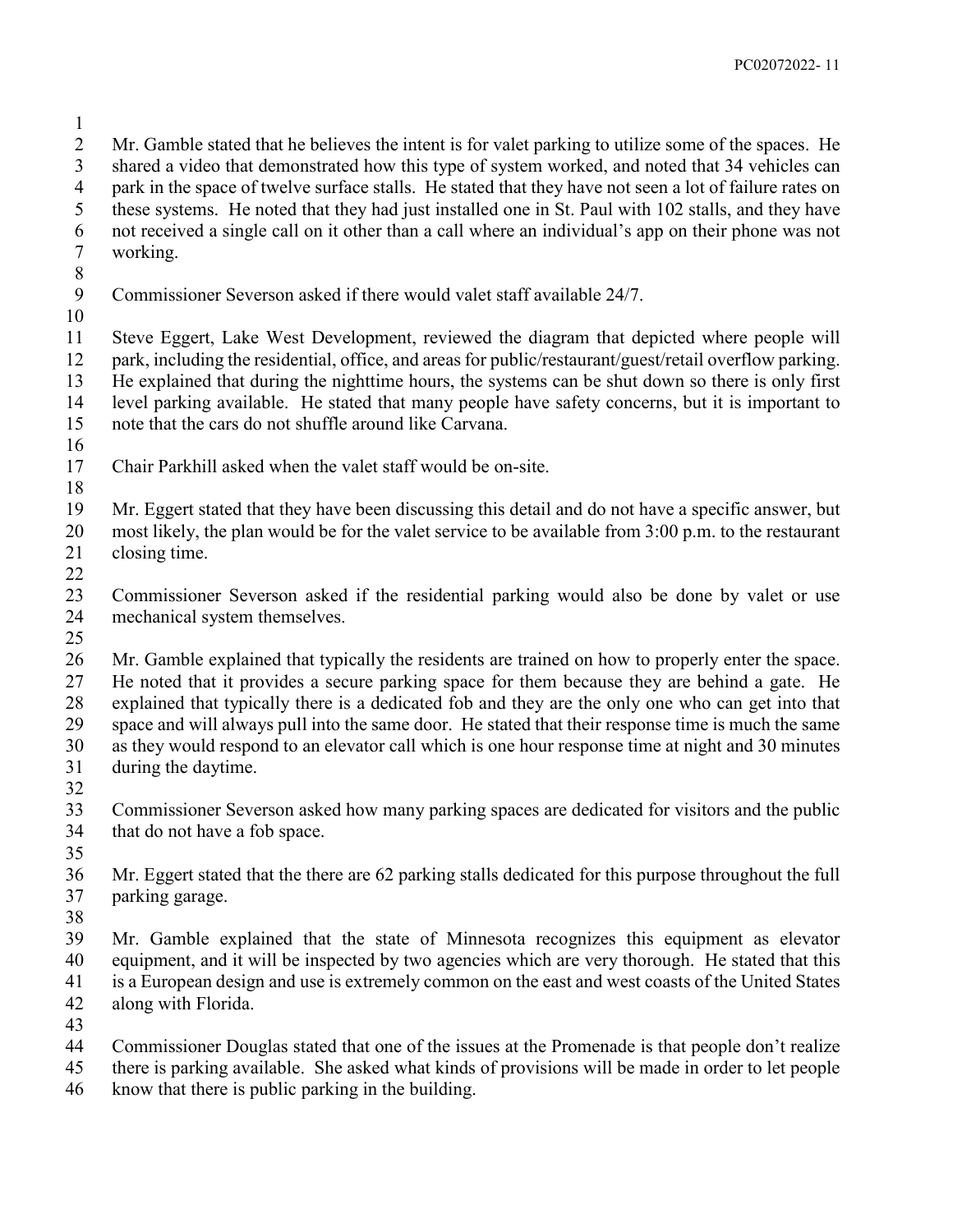Mr. Gamble stated that he believes the intent is for valet parking to utilize some of the spaces. He shared a video that demonstrated how this type of system worked, and noted that 34 vehicles can park in the space of twelve surface stalls. He stated that they have not seen a lot of failure rates on these systems. He noted that they had just installed one in St. Paul with 102 stalls, and they have not received a single call on it other than a call where an individual's app on their phone was not working.

Commissioner Severson asked if there would valet staff available 24/7.

Steve Eggert, Lake West Development, reviewed the diagram that depicted where people will park, including the residential, office, and areas for public/restaurant/guest/retail overflow parking. He explained that during the nighttime hours, the systems can be shut down so there is only first level parking available. He stated that many people have safety concerns, but it is important to note that the cars do not shuffle around like Carvana.

Chair Parkhill asked when the valet staff would be on-site.

Mr. Eggert stated that they have been discussing this detail and do not have a specific answer, but most likely, the plan would be for the valet service to be available from 3:00 p.m. to the restaurant closing time.

Commissioner Severson asked if the residential parking would also be done by valet or use mechanical system themselves.

Mr. Gamble explained that typically the residents are trained on how to properly enter the space. He noted that it provides a secure parking space for them because they are behind a gate. He explained that typically there is a dedicated fob and they are the only one who can get into that space and will always pull into the same door. He stated that their response time is much the same as they would respond to an elevator call which is one hour response time at night and 30 minutes during the daytime.

Commissioner Severson asked how many parking spaces are dedicated for visitors and the public that do not have a fob space.

Mr. Eggert stated that the there are 62 parking stalls dedicated for this purpose throughout the full parking garage.

Mr. Gamble explained that the state of Minnesota recognizes this equipment as elevator equipment, and it will be inspected by two agencies which are very thorough. He stated that this is a European design and use is extremely common on the east and west coasts of the United States along with Florida.

Commissioner Douglas stated that one of the issues at the Promenade is that people don't realize there is parking available. She asked what kinds of provisions will be made in order to let people know that there is public parking in the building.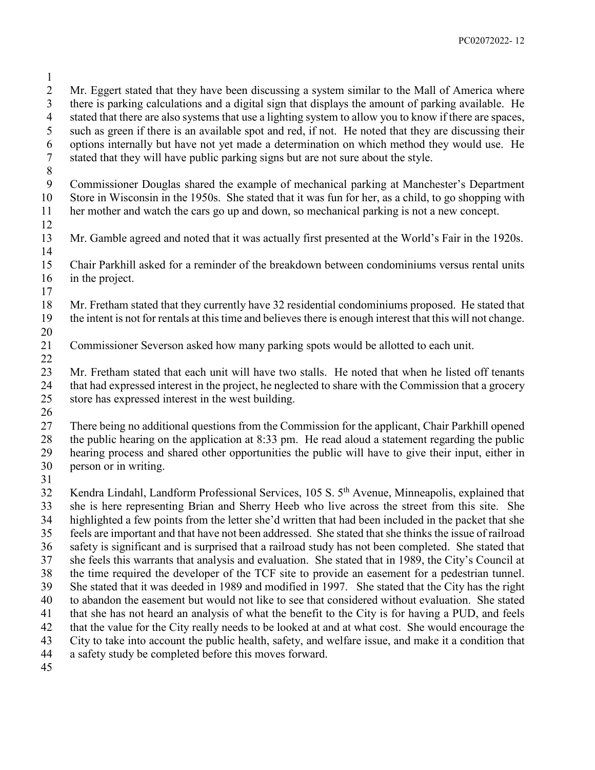Mr. Eggert stated that they have been discussing a system similar to the Mall of America where there is parking calculations and a digital sign that displays the amount of parking available. He stated that there are also systems that use a lighting system to allow you to know if there are spaces, such as green if there is an available spot and red, if not. He noted that they are discussing their options internally but have not yet made a determination on which method they would use. He stated that they will have public parking signs but are not sure about the style.

Commissioner Douglas shared the example of mechanical parking at Manchester's Department Store in Wisconsin in the 1950s. She stated that it was fun for her, as a child, to go shopping with her mother and watch the cars go up and down, so mechanical parking is not a new concept.

Mr. Gamble agreed and noted that it was actually first presented at the World's Fair in the 1920s.

Chair Parkhill asked for a reminder of the breakdown between condominiums versus rental units in the project.

Mr. Fretham stated that they currently have 32 residential condominiums proposed. He stated that the intent is not for rentals at this time and believes there is enough interest that this will not change.

Commissioner Severson asked how many parking spots would be allotted to each unit.

Mr. Fretham stated that each unit will have two stalls. He noted that when he listed off tenants that had expressed interest in the project, he neglected to share with the Commission that a grocery store has expressed interest in the west building.

There being no additional questions from the Commission for the applicant, Chair Parkhill opened the public hearing on the application at 8:33 pm. He read aloud a statement regarding the public hearing process and shared other opportunities the public will have to give their input, either in person or in writing.

Kendra Lindahl, Landform Professional Services, 105 S. 5th Avenue, Minneapolis, explained that she is here representing Brian and Sherry Heeb who live across the street from this site. She highlighted a few points from the letter she'd written that had been included in the packet that she feels are important and that have not been addressed. She stated that she thinks the issue of railroad safety is significant and is surprised that a railroad study has not been completed. She stated that she feels this warrants that analysis and evaluation. She stated that in 1989, the City's Council at the time required the developer of the TCF site to provide an easement for a pedestrian tunnel. She stated that it was deeded in 1989 and modified in 1997. She stated that the City has the right to abandon the easement but would not like to see that considered without evaluation. She stated that she has not heard an analysis of what the benefit to the City is for having a PUD, and feels that the value for the City really needs to be looked at and at what cost. She would encourage the City to take into account the public health, safety, and welfare issue, and make it a condition that a safety study be completed before this moves forward.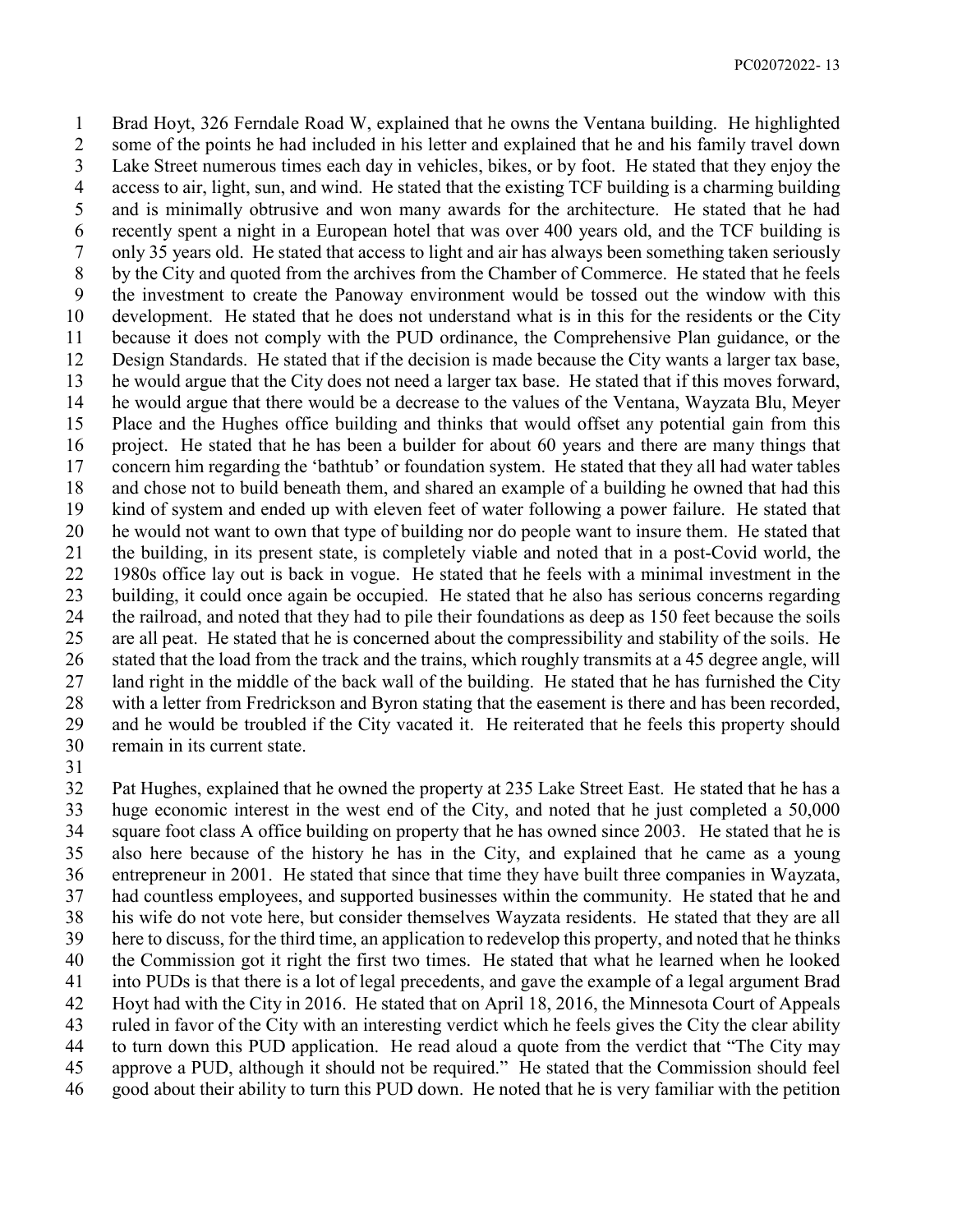Brad Hoyt, 326 Ferndale Road W, explained that he owns the Ventana building. He highlighted some of the points he had included in his letter and explained that he and his family travel down Lake Street numerous times each day in vehicles, bikes, or by foot. He stated that they enjoy the access to air, light, sun, and wind. He stated that the existing TCF building is a charming building and is minimally obtrusive and won many awards for the architecture. He stated that he had recently spent a night in a European hotel that was over 400 years old, and the TCF building is only 35 years old. He stated that access to light and air has always been something taken seriously by the City and quoted from the archives from the Chamber of Commerce. He stated that he feels the investment to create the Panoway environment would be tossed out the window with this development. He stated that he does not understand what is in this for the residents or the City because it does not comply with the PUD ordinance, the Comprehensive Plan guidance, or the Design Standards. He stated that if the decision is made because the City wants a larger tax base, he would argue that the City does not need a larger tax base. He stated that if this moves forward, he would argue that there would be a decrease to the values of the Ventana, Wayzata Blu, Meyer Place and the Hughes office building and thinks that would offset any potential gain from this project. He stated that he has been a builder for about 60 years and there are many things that concern him regarding the 'bathtub' or foundation system. He stated that they all had water tables and chose not to build beneath them, and shared an example of a building he owned that had this kind of system and ended up with eleven feet of water following a power failure. He stated that he would not want to own that type of building nor do people want to insure them. He stated that the building, in its present state, is completely viable and noted that in a post-Covid world, the 1980s office lay out is back in vogue. He stated that he feels with a minimal investment in the building, it could once again be occupied. He stated that he also has serious concerns regarding the railroad, and noted that they had to pile their foundations as deep as 150 feet because the soils are all peat. He stated that he is concerned about the compressibility and stability of the soils. He stated that the load from the track and the trains, which roughly transmits at a 45 degree angle, will land right in the middle of the back wall of the building. He stated that he has furnished the City with a letter from Fredrickson and Byron stating that the easement is there and has been recorded, and he would be troubled if the City vacated it. He reiterated that he feels this property should remain in its current state.

Pat Hughes, explained that he owned the property at 235 Lake Street East. He stated that he has a huge economic interest in the west end of the City, and noted that he just completed a 50,000 square foot class A office building on property that he has owned since 2003. He stated that he is also here because of the history he has in the City, and explained that he came as a young entrepreneur in 2001. He stated that since that time they have built three companies in Wayzata, had countless employees, and supported businesses within the community. He stated that he and his wife do not vote here, but consider themselves Wayzata residents. He stated that they are all here to discuss, for the third time, an application to redevelop this property, and noted that he thinks the Commission got it right the first two times. He stated that what he learned when he looked into PUDs is that there is a lot of legal precedents, and gave the example of a legal argument Brad Hoyt had with the City in 2016. He stated that on April 18, 2016, the Minnesota Court of Appeals ruled in favor of the City with an interesting verdict which he feels gives the City the clear ability to turn down this PUD application. He read aloud a quote from the verdict that "The City may approve a PUD, although it should not be required." He stated that the Commission should feel good about their ability to turn this PUD down. He noted that he is very familiar with the petition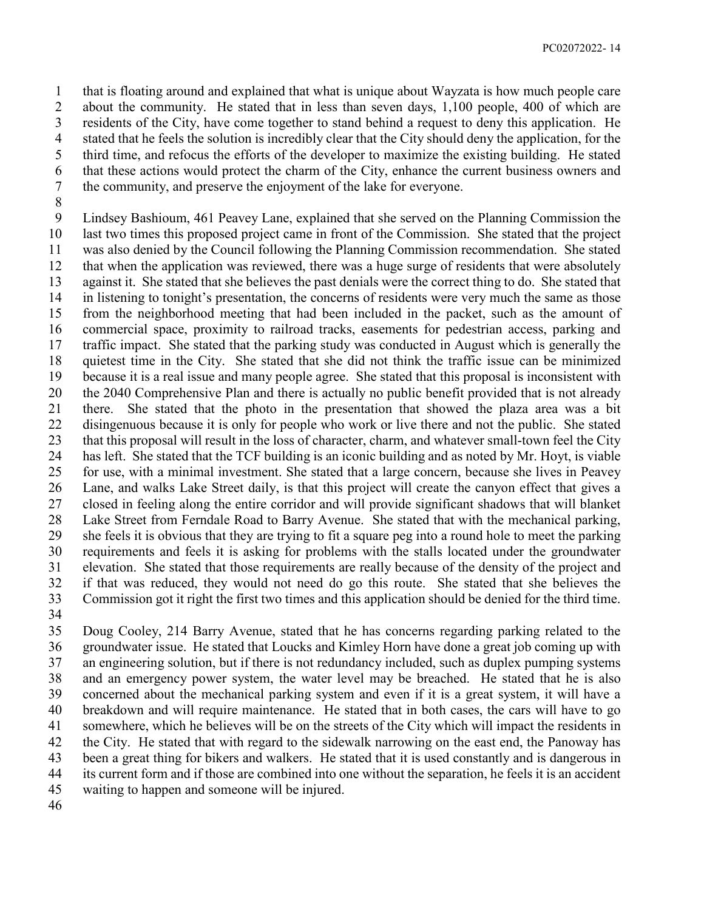that is floating around and explained that what is unique about Wayzata is how much people care about the community. He stated that in less than seven days, 1,100 people, 400 of which are residents of the City, have come together to stand behind a request to deny this application. He stated that he feels the solution is incredibly clear that the City should deny the application, for the third time, and refocus the efforts of the developer to maximize the existing building. He stated that these actions would protect the charm of the City, enhance the current business owners and the community, and preserve the enjoyment of the lake for everyone.

Lindsey Bashioum, 461 Peavey Lane, explained that she served on the Planning Commission the last two times this proposed project came in front of the Commission. She stated that the project was also denied by the Council following the Planning Commission recommendation. She stated that when the application was reviewed, there was a huge surge of residents that were absolutely against it. She stated that she believes the past denials were the correct thing to do. She stated that in listening to tonight's presentation, the concerns of residents were very much the same as those from the neighborhood meeting that had been included in the packet, such as the amount of commercial space, proximity to railroad tracks, easements for pedestrian access, parking and traffic impact. She stated that the parking study was conducted in August which is generally the quietest time in the City. She stated that she did not think the traffic issue can be minimized because it is a real issue and many people agree. She stated that this proposal is inconsistent with the 2040 Comprehensive Plan and there is actually no public benefit provided that is not already there. She stated that the photo in the presentation that showed the plaza area was a bit disingenuous because it is only for people who work or live there and not the public. She stated that this proposal will result in the loss of character, charm, and whatever small-town feel the City has left. She stated that the TCF building is an iconic building and as noted by Mr. Hoyt, is viable for use, with a minimal investment. She stated that a large concern, because she lives in Peavey Lane, and walks Lake Street daily, is that this project will create the canyon effect that gives a closed in feeling along the entire corridor and will provide significant shadows that will blanket Lake Street from Ferndale Road to Barry Avenue. She stated that with the mechanical parking, she feels it is obvious that they are trying to fit a square peg into a round hole to meet the parking requirements and feels it is asking for problems with the stalls located under the groundwater elevation. She stated that those requirements are really because of the density of the project and if that was reduced, they would not need do go this route. She stated that she believes the Commission got it right the first two times and this application should be denied for the third time.

Doug Cooley, 214 Barry Avenue, stated that he has concerns regarding parking related to the groundwater issue. He stated that Loucks and Kimley Horn have done a great job coming up with an engineering solution, but if there is not redundancy included, such as duplex pumping systems and an emergency power system, the water level may be breached. He stated that he is also concerned about the mechanical parking system and even if it is a great system, it will have a breakdown and will require maintenance. He stated that in both cases, the cars will have to go somewhere, which he believes will be on the streets of the City which will impact the residents in the City. He stated that with regard to the sidewalk narrowing on the east end, the Panoway has been a great thing for bikers and walkers. He stated that it is used constantly and is dangerous in its current form and if those are combined into one without the separation, he feels it is an accident waiting to happen and someone will be injured.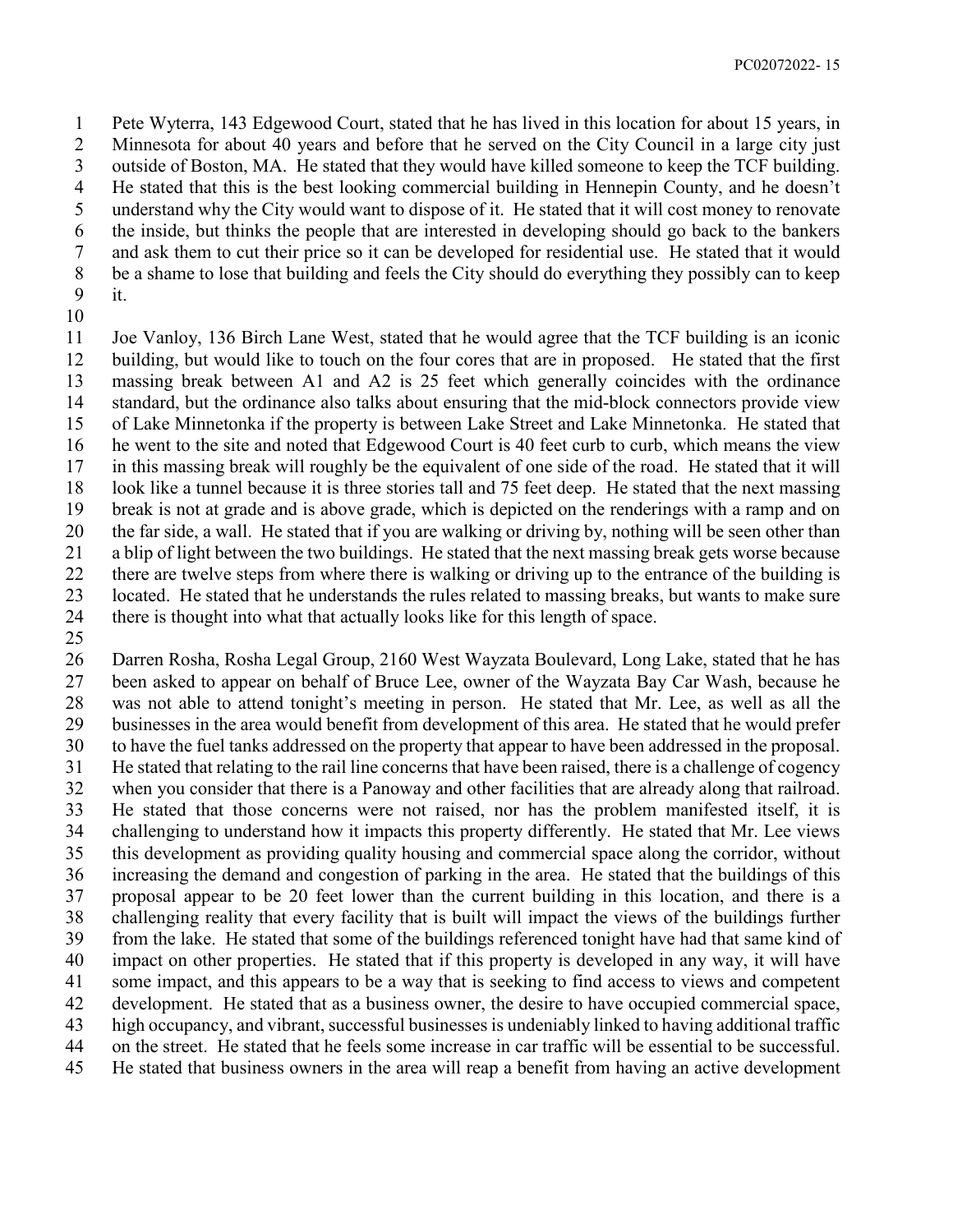Pete Wyterra, 143 Edgewood Court, stated that he has lived in this location for about 15 years, in Minnesota for about 40 years and before that he served on the City Council in a large city just outside of Boston, MA. He stated that they would have killed someone to keep the TCF building. He stated that this is the best looking commercial building in Hennepin County, and he doesn't understand why the City would want to dispose of it. He stated that it will cost money to renovate the inside, but thinks the people that are interested in developing should go back to the bankers and ask them to cut their price so it can be developed for residential use. He stated that it would be a shame to lose that building and feels the City should do everything they possibly can to keep it.

Joe Vanloy, 136 Birch Lane West, stated that he would agree that the TCF building is an iconic building, but would like to touch on the four cores that are in proposed. He stated that the first massing break between A1 and A2 is 25 feet which generally coincides with the ordinance standard, but the ordinance also talks about ensuring that the mid-block connectors provide view of Lake Minnetonka if the property is between Lake Street and Lake Minnetonka. He stated that he went to the site and noted that Edgewood Court is 40 feet curb to curb, which means the view in this massing break will roughly be the equivalent of one side of the road. He stated that it will look like a tunnel because it is three stories tall and 75 feet deep. He stated that the next massing break is not at grade and is above grade, which is depicted on the renderings with a ramp and on the far side, a wall. He stated that if you are walking or driving by, nothing will be seen other than a blip of light between the two buildings. He stated that the next massing break gets worse because there are twelve steps from where there is walking or driving up to the entrance of the building is located. He stated that he understands the rules related to massing breaks, but wants to make sure there is thought into what that actually looks like for this length of space.

Darren Rosha, Rosha Legal Group, 2160 West Wayzata Boulevard, Long Lake, stated that he has been asked to appear on behalf of Bruce Lee, owner of the Wayzata Bay Car Wash, because he was not able to attend tonight's meeting in person. He stated that Mr. Lee, as well as all the businesses in the area would benefit from development of this area. He stated that he would prefer to have the fuel tanks addressed on the property that appear to have been addressed in the proposal. He stated that relating to the rail line concerns that have been raised, there is a challenge of cogency when you consider that there is a Panoway and other facilities that are already along that railroad. He stated that those concerns were not raised, nor has the problem manifested itself, it is challenging to understand how it impacts this property differently. He stated that Mr. Lee views this development as providing quality housing and commercial space along the corridor, without increasing the demand and congestion of parking in the area. He stated that the buildings of this proposal appear to be 20 feet lower than the current building in this location, and there is a challenging reality that every facility that is built will impact the views of the buildings further from the lake. He stated that some of the buildings referenced tonight have had that same kind of impact on other properties. He stated that if this property is developed in any way, it will have some impact, and this appears to be a way that is seeking to find access to views and competent development. He stated that as a business owner, the desire to have occupied commercial space, high occupancy, and vibrant, successful businesses is undeniably linked to having additional traffic on the street. He stated that he feels some increase in car traffic will be essential to be successful. He stated that business owners in the area will reap a benefit from having an active development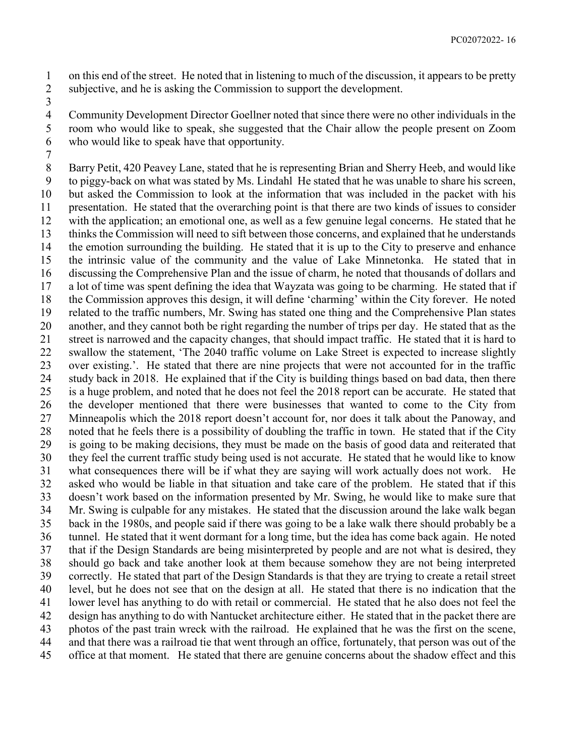on this end of the street. He noted that in listening to much of the discussion, it appears to be pretty subjective, and he is asking the Commission to support the development.

Community Development Director Goellner noted that since there were no other individuals in the room who would like to speak, she suggested that the Chair allow the people present on Zoom who would like to speak have that opportunity.

Barry Petit, 420 Peavey Lane, stated that he is representing Brian and Sherry Heeb, and would like to piggy-back on what was stated by Ms. Lindahl He stated that he was unable to share his screen, but asked the Commission to look at the information that was included in the packet with his presentation. He stated that the overarching point is that there are two kinds of issues to consider with the application; an emotional one, as well as a few genuine legal concerns. He stated that he thinks the Commission will need to sift between those concerns, and explained that he understands the emotion surrounding the building. He stated that it is up to the City to preserve and enhance the intrinsic value of the community and the value of Lake Minnetonka. He stated that in discussing the Comprehensive Plan and the issue of charm, he noted that thousands of dollars and a lot of time was spent defining the idea that Wayzata was going to be charming. He stated that if the Commission approves this design, it will define 'charming' within the City forever. He noted related to the traffic numbers, Mr. Swing has stated one thing and the Comprehensive Plan states another, and they cannot both be right regarding the number of trips per day. He stated that as the street is narrowed and the capacity changes, that should impact traffic. He stated that it is hard to swallow the statement, 'The 2040 traffic volume on Lake Street is expected to increase slightly over existing.'. He stated that there are nine projects that were not accounted for in the traffic study back in 2018. He explained that if the City is building things based on bad data, then there is a huge problem, and noted that he does not feel the 2018 report can be accurate. He stated that the developer mentioned that there were businesses that wanted to come to the City from Minneapolis which the 2018 report doesn't account for, nor does it talk about the Panoway, and noted that he feels there is a possibility of doubling the traffic in town. He stated that if the City is going to be making decisions, they must be made on the basis of good data and reiterated that they feel the current traffic study being used is not accurate. He stated that he would like to know what consequences there will be if what they are saying will work actually does not work. He asked who would be liable in that situation and take care of the problem. He stated that if this doesn't work based on the information presented by Mr. Swing, he would like to make sure that Mr. Swing is culpable for any mistakes. He stated that the discussion around the lake walk began back in the 1980s, and people said if there was going to be a lake walk there should probably be a tunnel. He stated that it went dormant for a long time, but the idea has come back again. He noted that if the Design Standards are being misinterpreted by people and are not what is desired, they should go back and take another look at them because somehow they are not being interpreted correctly. He stated that part of the Design Standards is that they are trying to create a retail street level, but he does not see that on the design at all. He stated that there is no indication that the lower level has anything to do with retail or commercial. He stated that he also does not feel the design has anything to do with Nantucket architecture either. He stated that in the packet there are photos of the past train wreck with the railroad. He explained that he was the first on the scene, and that there was a railroad tie that went through an office, fortunately, that person was out of the office at that moment. He stated that there are genuine concerns about the shadow effect and this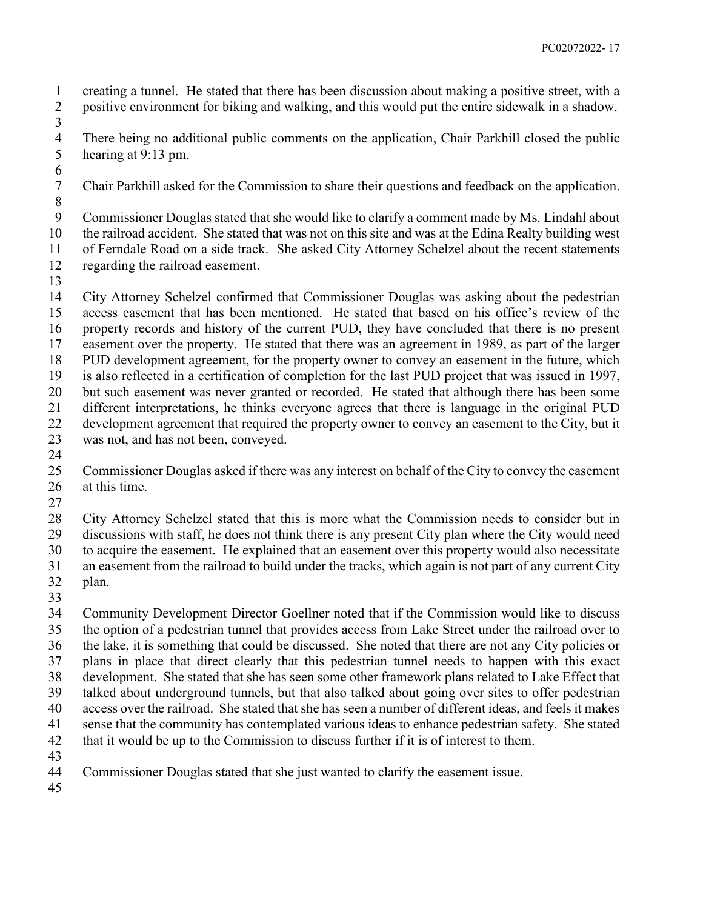creating a tunnel. He stated that there has been discussion about making a positive street, with a positive environment for biking and walking, and this would put the entire sidewalk in a shadow.

There being no additional public comments on the application, Chair Parkhill closed the public hearing at 9:13 pm.

Chair Parkhill asked for the Commission to share their questions and feedback on the application.

Commissioner Douglas stated that she would like to clarify a comment made by Ms. Lindahl about the railroad accident. She stated that was not on this site and was at the Edina Realty building west of Ferndale Road on a side track. She asked City Attorney Schelzel about the recent statements regarding the railroad easement.

City Attorney Schelzel confirmed that Commissioner Douglas was asking about the pedestrian access easement that has been mentioned. He stated that based on his office's review of the property records and history of the current PUD, they have concluded that there is no present easement over the property. He stated that there was an agreement in 1989, as part of the larger PUD development agreement, for the property owner to convey an easement in the future, which is also reflected in a certification of completion for the last PUD project that was issued in 1997, but such easement was never granted or recorded. He stated that although there has been some different interpretations, he thinks everyone agrees that there is language in the original PUD development agreement that required the property owner to convey an easement to the City, but it was not, and has not been, conveyed.

Commissioner Douglas asked if there was any interest on behalf of the City to convey the easement at this time.

City Attorney Schelzel stated that this is more what the Commission needs to consider but in discussions with staff, he does not think there is any present City plan where the City would need to acquire the easement. He explained that an easement over this property would also necessitate an easement from the railroad to build under the tracks, which again is not part of any current City plan.

Community Development Director Goellner noted that if the Commission would like to discuss the option of a pedestrian tunnel that provides access from Lake Street under the railroad over to the lake, it is something that could be discussed. She noted that there are not any City policies or plans in place that direct clearly that this pedestrian tunnel needs to happen with this exact development. She stated that she has seen some other framework plans related to Lake Effect that talked about underground tunnels, but that also talked about going over sites to offer pedestrian access over the railroad. She stated that she has seen a number of different ideas, and feels it makes sense that the community has contemplated various ideas to enhance pedestrian safety. She stated that it would be up to the Commission to discuss further if it is of interest to them.

Commissioner Douglas stated that she just wanted to clarify the easement issue.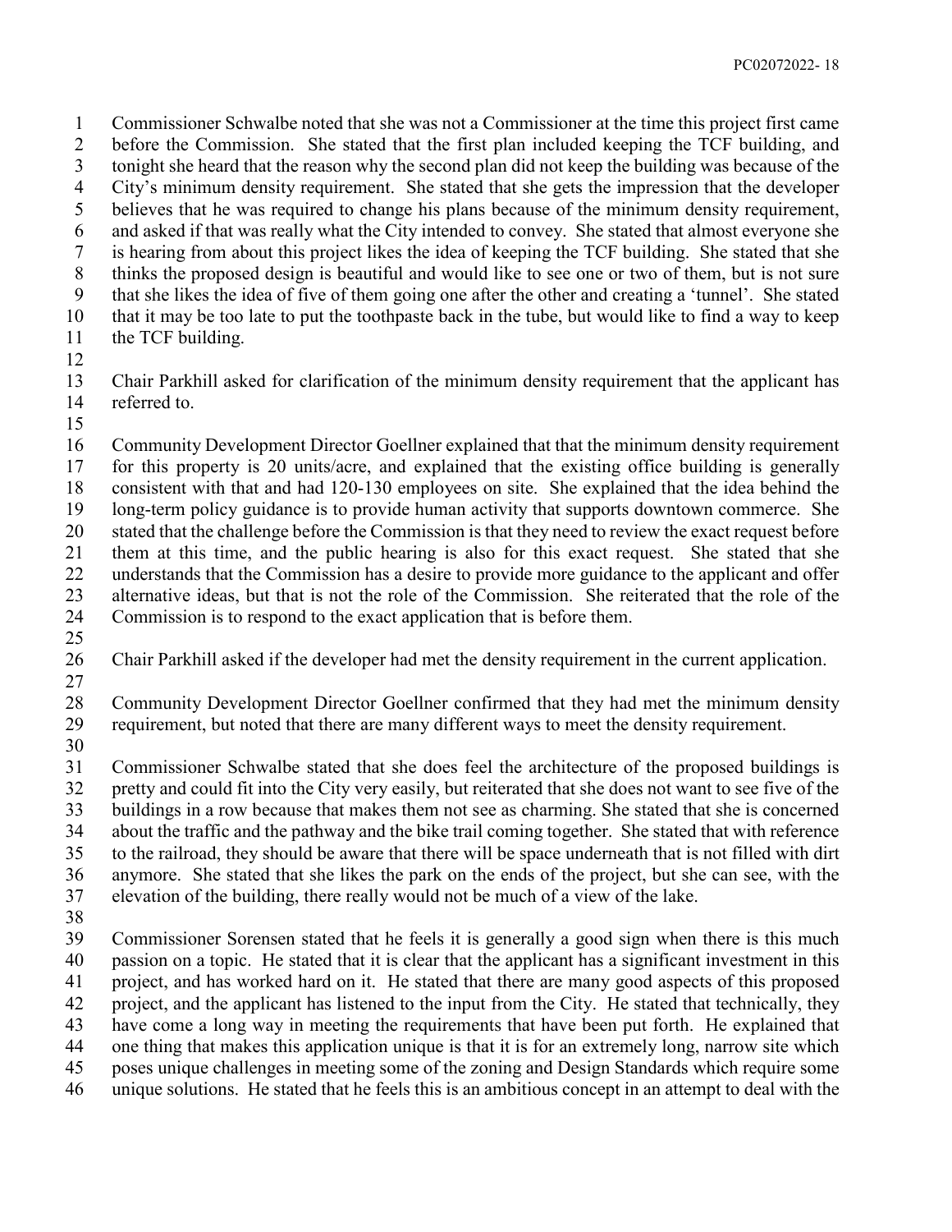Commissioner Schwalbe noted that she was not a Commissioner at the time this project first came before the Commission. She stated that the first plan included keeping the TCF building, and tonight she heard that the reason why the second plan did not keep the building was because of the City's minimum density requirement. She stated that she gets the impression that the developer believes that he was required to change his plans because of the minimum density requirement, and asked if that was really what the City intended to convey. She stated that almost everyone she is hearing from about this project likes the idea of keeping the TCF building. She stated that she thinks the proposed design is beautiful and would like to see one or two of them, but is not sure that she likes the idea of five of them going one after the other and creating a 'tunnel'. She stated that it may be too late to put the toothpaste back in the tube, but would like to find a way to keep the TCF building.

Chair Parkhill asked for clarification of the minimum density requirement that the applicant has referred to.

Community Development Director Goellner explained that that the minimum density requirement for this property is 20 units/acre, and explained that the existing office building is generally consistent with that and had 120-130 employees on site. She explained that the idea behind the long-term policy guidance is to provide human activity that supports downtown commerce. She stated that the challenge before the Commission is that they need to review the exact request before them at this time, and the public hearing is also for this exact request. She stated that she understands that the Commission has a desire to provide more guidance to the applicant and offer alternative ideas, but that is not the role of the Commission. She reiterated that the role of the Commission is to respond to the exact application that is before them.

Chair Parkhill asked if the developer had met the density requirement in the current application.

Community Development Director Goellner confirmed that they had met the minimum density requirement, but noted that there are many different ways to meet the density requirement.

Commissioner Schwalbe stated that she does feel the architecture of the proposed buildings is pretty and could fit into the City very easily, but reiterated that she does not want to see five of the buildings in a row because that makes them not see as charming. She stated that she is concerned about the traffic and the pathway and the bike trail coming together. She stated that with reference to the railroad, they should be aware that there will be space underneath that is not filled with dirt anymore. She stated that she likes the park on the ends of the project, but she can see, with the elevation of the building, there really would not be much of a view of the lake.

Commissioner Sorensen stated that he feels it is generally a good sign when there is this much passion on a topic. He stated that it is clear that the applicant has a significant investment in this project, and has worked hard on it. He stated that there are many good aspects of this proposed project, and the applicant has listened to the input from the City. He stated that technically, they have come a long way in meeting the requirements that have been put forth. He explained that one thing that makes this application unique is that it is for an extremely long, narrow site which poses unique challenges in meeting some of the zoning and Design Standards which require some unique solutions. He stated that he feels this is an ambitious concept in an attempt to deal with the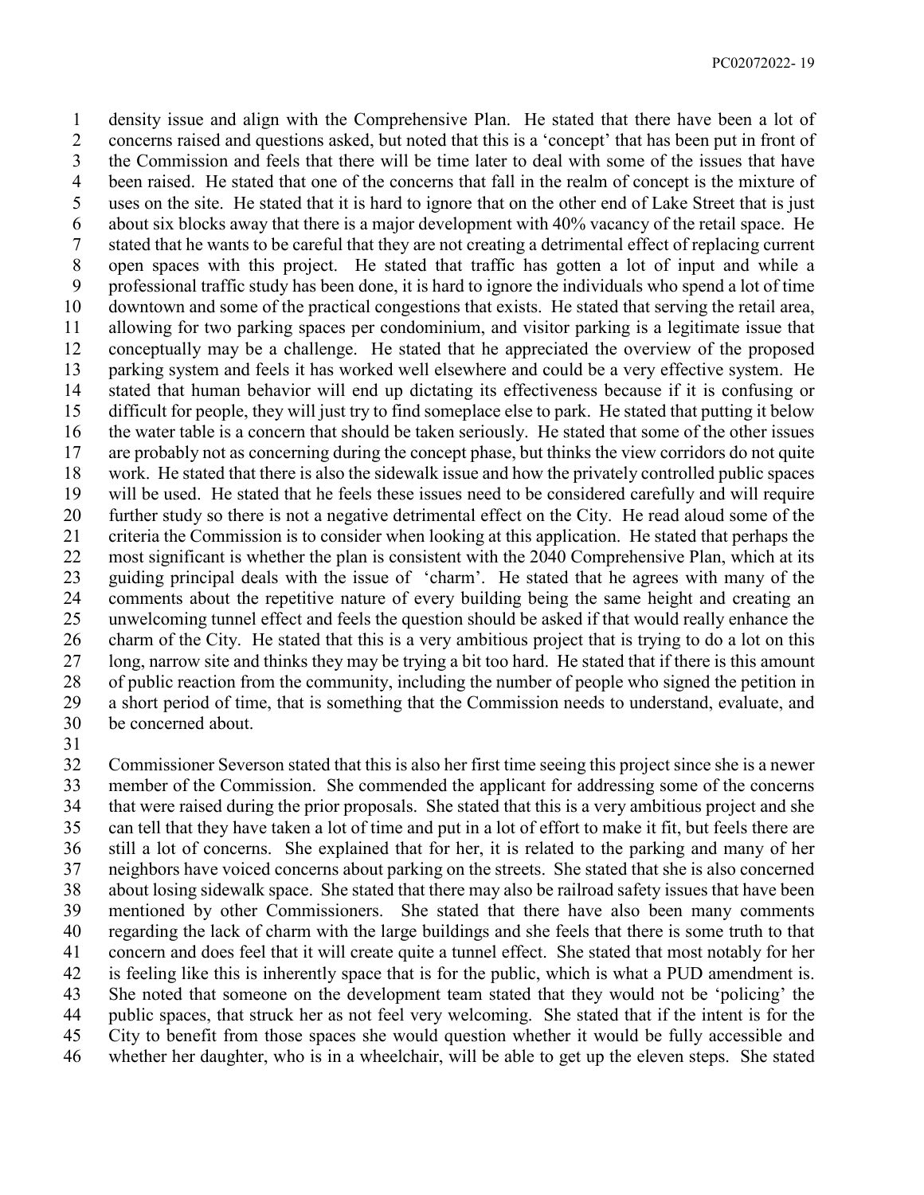density issue and align with the Comprehensive Plan. He stated that there have been a lot of concerns raised and questions asked, but noted that this is a 'concept' that has been put in front of the Commission and feels that there will be time later to deal with some of the issues that have been raised. He stated that one of the concerns that fall in the realm of concept is the mixture of uses on the site. He stated that it is hard to ignore that on the other end of Lake Street that is just about six blocks away that there is a major development with 40% vacancy of the retail space. He stated that he wants to be careful that they are not creating a detrimental effect of replacing current open spaces with this project. He stated that traffic has gotten a lot of input and while a professional traffic study has been done, it is hard to ignore the individuals who spend a lot of time downtown and some of the practical congestions that exists. He stated that serving the retail area, allowing for two parking spaces per condominium, and visitor parking is a legitimate issue that conceptually may be a challenge. He stated that he appreciated the overview of the proposed parking system and feels it has worked well elsewhere and could be a very effective system. He stated that human behavior will end up dictating its effectiveness because if it is confusing or difficult for people, they will just try to find someplace else to park. He stated that putting it below the water table is a concern that should be taken seriously. He stated that some of the other issues are probably not as concerning during the concept phase, but thinks the view corridors do not quite work. He stated that there is also the sidewalk issue and how the privately controlled public spaces will be used. He stated that he feels these issues need to be considered carefully and will require further study so there is not a negative detrimental effect on the City. He read aloud some of the criteria the Commission is to consider when looking at this application. He stated that perhaps the most significant is whether the plan is consistent with the 2040 Comprehensive Plan, which at its guiding principal deals with the issue of 'charm'. He stated that he agrees with many of the comments about the repetitive nature of every building being the same height and creating an unwelcoming tunnel effect and feels the question should be asked if that would really enhance the charm of the City. He stated that this is a very ambitious project that is trying to do a lot on this long, narrow site and thinks they may be trying a bit too hard. He stated that if there is this amount of public reaction from the community, including the number of people who signed the petition in a short period of time, that is something that the Commission needs to understand, evaluate, and be concerned about.

Commissioner Severson stated that this is also her first time seeing this project since she is a newer member of the Commission. She commended the applicant for addressing some of the concerns that were raised during the prior proposals. She stated that this is a very ambitious project and she can tell that they have taken a lot of time and put in a lot of effort to make it fit, but feels there are still a lot of concerns. She explained that for her, it is related to the parking and many of her neighbors have voiced concerns about parking on the streets. She stated that she is also concerned about losing sidewalk space. She stated that there may also be railroad safety issues that have been mentioned by other Commissioners. She stated that there have also been many comments regarding the lack of charm with the large buildings and she feels that there is some truth to that concern and does feel that it will create quite a tunnel effect. She stated that most notably for her is feeling like this is inherently space that is for the public, which is what a PUD amendment is. She noted that someone on the development team stated that they would not be 'policing' the public spaces, that struck her as not feel very welcoming. She stated that if the intent is for the City to benefit from those spaces she would question whether it would be fully accessible and whether her daughter, who is in a wheelchair, will be able to get up the eleven steps. She stated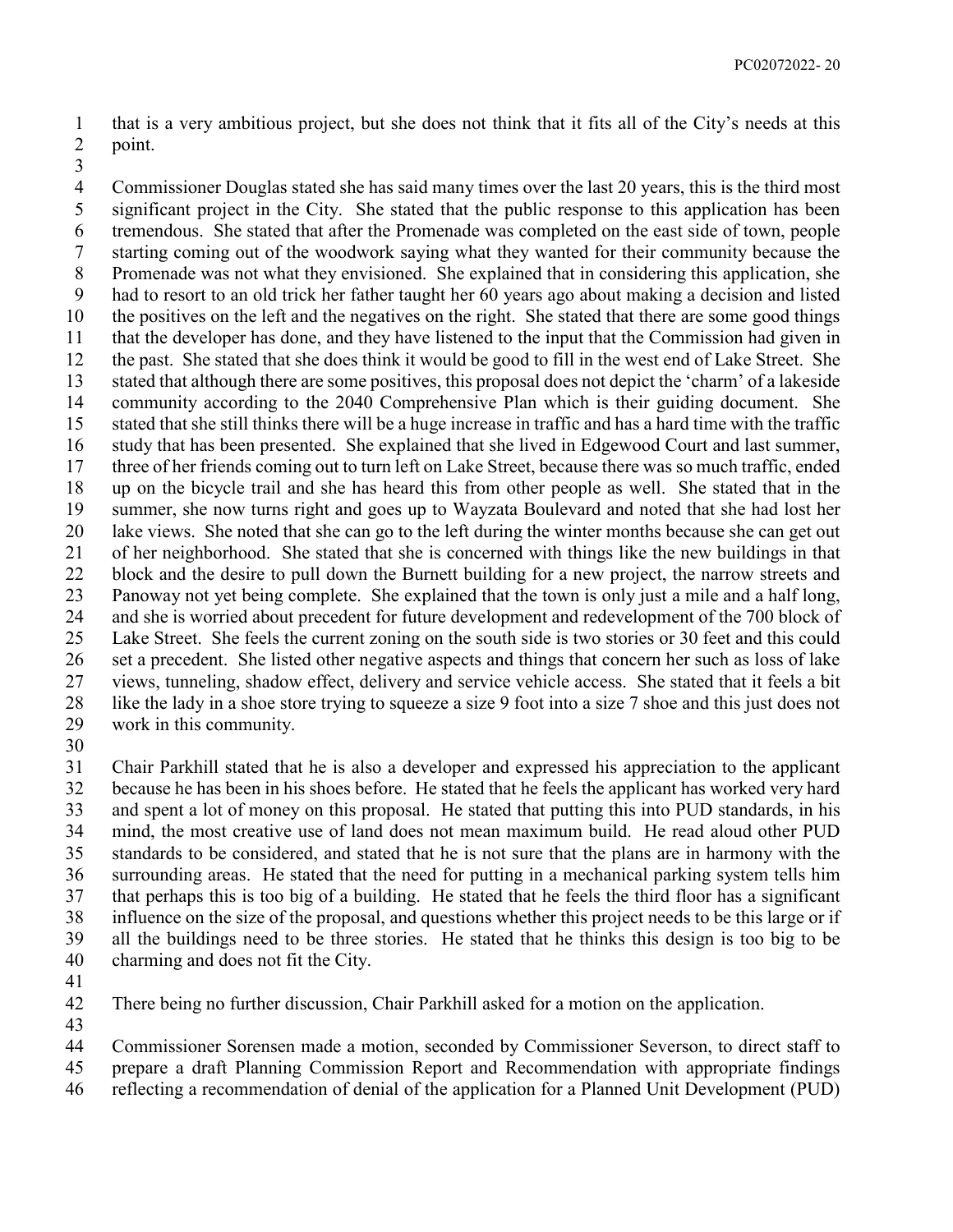that is a very ambitious project, but she does not think that it fits all of the City's needs at this point.

Commissioner Douglas stated she has said many times over the last 20 years, this is the third most significant project in the City. She stated that the public response to this application has been tremendous. She stated that after the Promenade was completed on the east side of town, people starting coming out of the woodwork saying what they wanted for their community because the Promenade was not what they envisioned. She explained that in considering this application, she had to resort to an old trick her father taught her 60 years ago about making a decision and listed the positives on the left and the negatives on the right. She stated that there are some good things that the developer has done, and they have listened to the input that the Commission had given in the past. She stated that she does think it would be good to fill in the west end of Lake Street. She stated that although there are some positives, this proposal does not depict the 'charm' of a lakeside community according to the 2040 Comprehensive Plan which is their guiding document. She stated that she still thinks there will be a huge increase in traffic and has a hard time with the traffic study that has been presented. She explained that she lived in Edgewood Court and last summer, three of her friends coming out to turn left on Lake Street, because there was so much traffic, ended up on the bicycle trail and she has heard this from other people as well. She stated that in the summer, she now turns right and goes up to Wayzata Boulevard and noted that she had lost her lake views. She noted that she can go to the left during the winter months because she can get out of her neighborhood. She stated that she is concerned with things like the new buildings in that block and the desire to pull down the Burnett building for a new project, the narrow streets and Panoway not yet being complete. She explained that the town is only just a mile and a half long, and she is worried about precedent for future development and redevelopment of the 700 block of Lake Street. She feels the current zoning on the south side is two stories or 30 feet and this could set a precedent. She listed other negative aspects and things that concern her such as loss of lake views, tunneling, shadow effect, delivery and service vehicle access. She stated that it feels a bit like the lady in a shoe store trying to squeeze a size 9 foot into a size 7 shoe and this just does not work in this community.

Chair Parkhill stated that he is also a developer and expressed his appreciation to the applicant because he has been in his shoes before. He stated that he feels the applicant has worked very hard and spent a lot of money on this proposal. He stated that putting this into PUD standards, in his mind, the most creative use of land does not mean maximum build. He read aloud other PUD standards to be considered, and stated that he is not sure that the plans are in harmony with the surrounding areas. He stated that the need for putting in a mechanical parking system tells him that perhaps this is too big of a building. He stated that he feels the third floor has a significant influence on the size of the proposal, and questions whether this project needs to be this large or if all the buildings need to be three stories. He stated that he thinks this design is too big to be charming and does not fit the City.

There being no further discussion, Chair Parkhill asked for a motion on the application.

Commissioner Sorensen made a motion, seconded by Commissioner Severson, to direct staff to prepare a draft Planning Commission Report and Recommendation with appropriate findings reflecting a recommendation of denial of the application for a Planned Unit Development (PUD)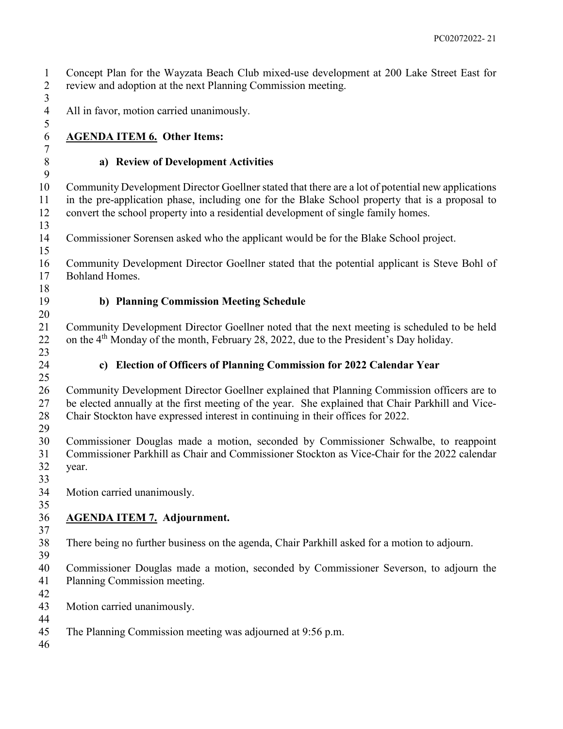Concept Plan for the Wayzata Beach Club mixed-use development at 200 Lake Street East for review and adoption at the next Planning Commission meeting.

All in favor, motion carried unanimously.

## AGENDA ITEM 6. Other Items:

### a) Review of Development Activities

Community Development Director Goellner stated that there are a lot of potential new applications in the pre-application phase, including one for the Blake School property that is a proposal to convert the school property into a residential development of single family homes.

Commissioner Sorensen asked who the applicant would be for the Blake School project.

Community Development Director Goellner stated that the potential applicant is Steve Bohl of Bohland Homes.

### b) Planning Commission Meeting Schedule

Community Development Director Goellner noted that the next meeting is scheduled to be held on the 4th Monday of the month, February 28, 2022, due to the President's Day holiday.

### c) Election of Officers of Planning Commission for 2022 Calendar Year

Community Development Director Goellner explained that Planning Commission officers are to be elected annually at the first meeting of the year. She explained that Chair Parkhill and Vice-Chair Stockton have expressed interest in continuing in their offices for 2022.

Commissioner Douglas made a motion, seconded by Commissioner Schwalbe, to reappoint Commissioner Parkhill as Chair and Commissioner Stockton as Vice-Chair for the 2022 calendar year.

Motion carried unanimously.

## AGENDA ITEM 7. Adjournment.

There being no further business on the agenda, Chair Parkhill asked for a motion to adjourn.

Commissioner Douglas made a motion, seconded by Commissioner Severson, to adjourn the Planning Commission meeting.

Motion carried unanimously.

The Planning Commission meeting was adjourned at 9:56 p.m.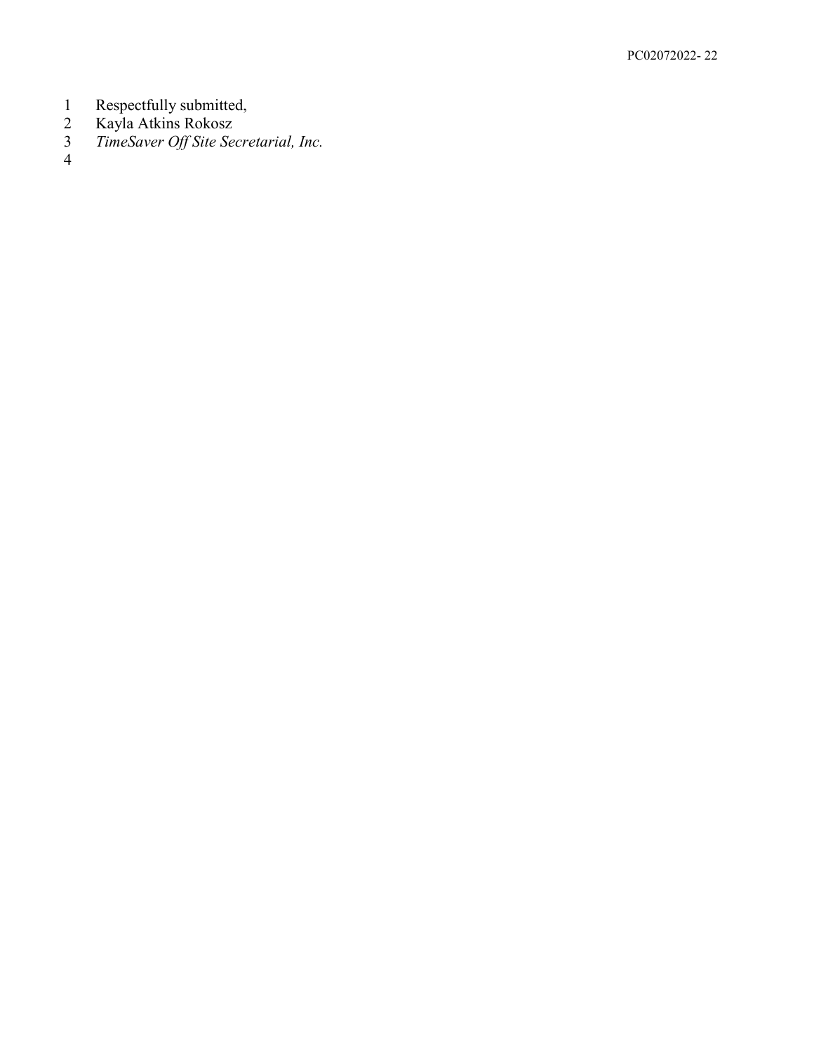Respectfully submitted,
Kayla Atkins Rokosz
*TimeSaver Off Site Secretarial, Inc.*